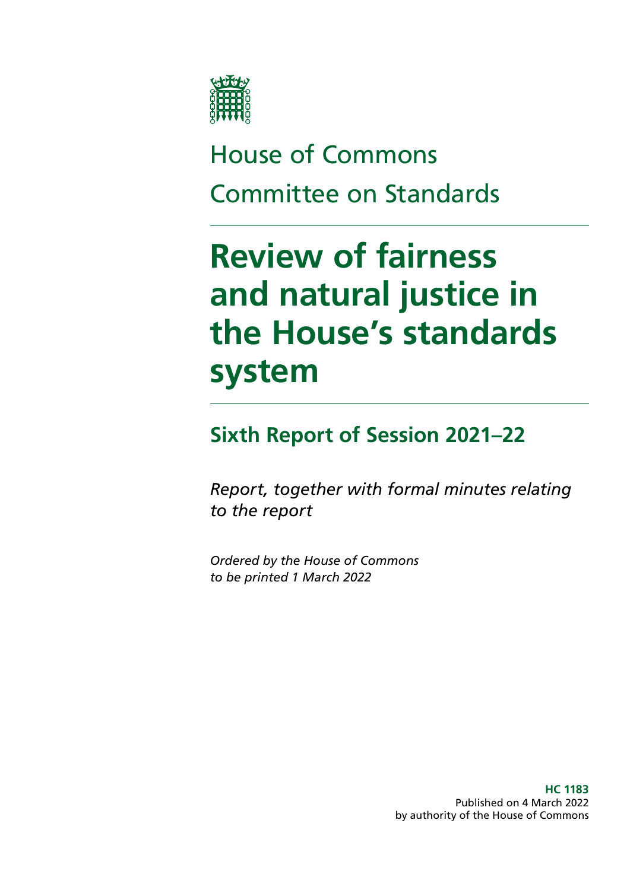House of Commons

Committee on Standards

# Review of fairness and natural justice in the House's standards system

## Sixth Report of Session 2021–22

*Report, together with formal minutes relating to the report*

*Ordered by the House of Commons to be printed 1 March 2022*

**HC 1183**
Published on 4 March 2022
by authority of the House of Commons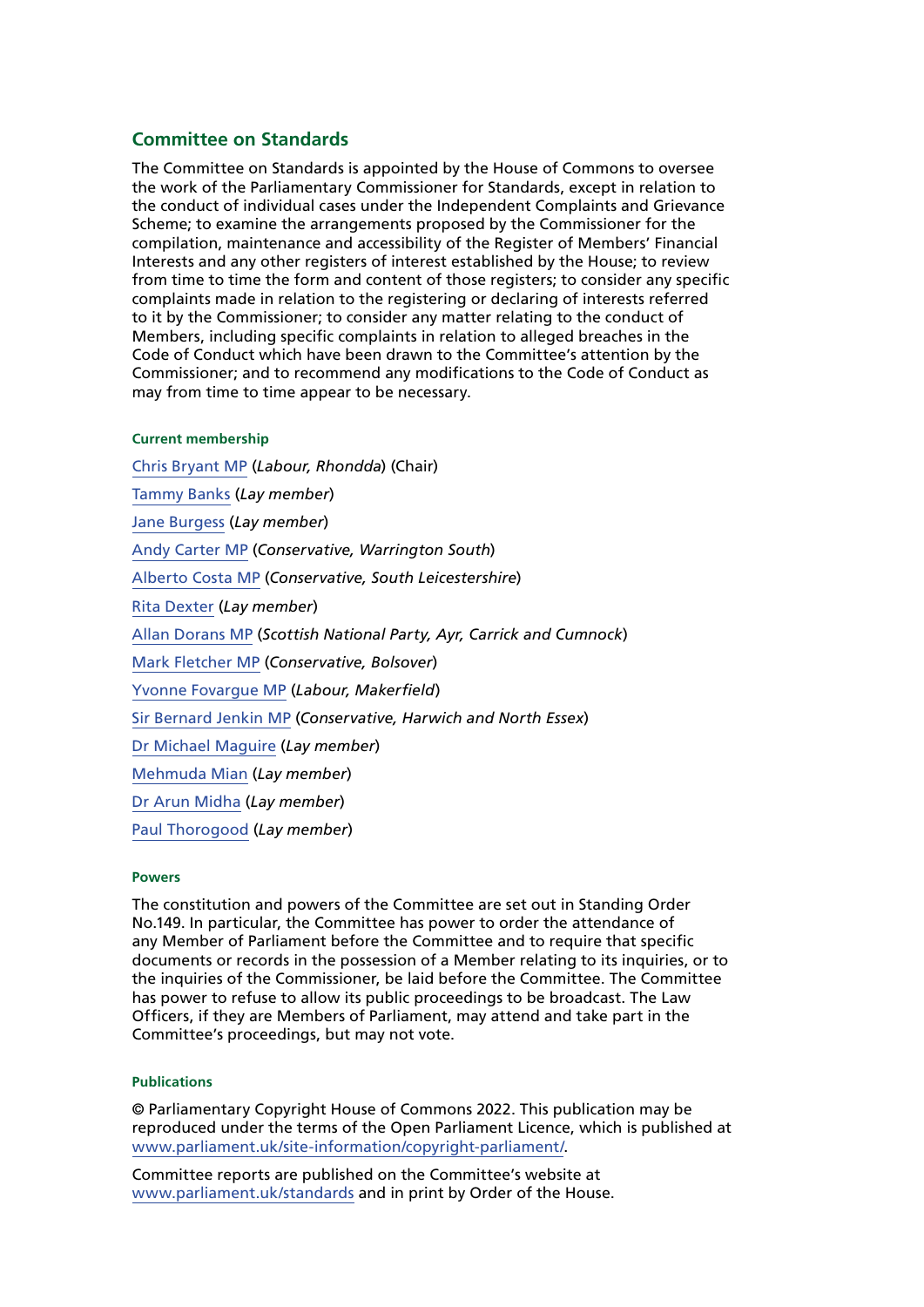## Committee on Standards

The Committee on Standards is appointed by the House of Commons to oversee the work of the Parliamentary Commissioner for Standards, except in relation to the conduct of individual cases under the Independent Complaints and Grievance Scheme; to examine the arrangements proposed by the Commissioner for the compilation, maintenance and accessibility of the Register of Members' Financial Interests and any other registers of interest established by the House; to review from time to time the form and content of those registers; to consider any specific complaints made in relation to the registering or declaring of interests referred to it by the Commissioner; to consider any matter relating to the conduct of Members, including specific complaints in relation to alleged breaches in the Code of Conduct which have been drawn to the Committee's attention by the Commissioner; and to recommend any modifications to the Code of Conduct as may from time to time appear to be necessary.

#### Current membership

Chris Bryant MP (*Labour, Rhondda*) (Chair)

Tammy Banks (*Lay member*)

Jane Burgess (*Lay member*)

Andy Carter MP (*Conservative, Warrington South*)

Alberto Costa MP (*Conservative, South Leicestershire*)

Rita Dexter (*Lay member*)

Allan Dorans MP (*Scottish National Party, Ayr, Carrick and Cumnock*)

Mark Fletcher MP (*Conservative, Bolsover*)

Yvonne Fovargue MP (*Labour, Makerfield*)

Sir Bernard Jenkin MP (*Conservative, Harwich and North Essex*)

Dr Michael Maguire (*Lay member*)

Mehmuda Mian (*Lay member*)

Dr Arun Midha (*Lay member*)

Paul Thorogood (*Lay member*)

#### Powers

The constitution and powers of the Committee are set out in Standing Order No.149. In particular, the Committee has power to order the attendance of any Member of Parliament before the Committee and to require that specific documents or records in the possession of a Member relating to its inquiries, or to the inquiries of the Commissioner, be laid before the Committee. The Committee has power to refuse to allow its public proceedings to be broadcast. The Law Officers, if they are Members of Parliament, may attend and take part in the Committee's proceedings, but may not vote.

#### Publications

© Parliamentary Copyright House of Commons 2022. This publication may be reproduced under the terms of the Open Parliament Licence, which is published at www.parliament.uk/site-information/copyright-parliament/.

Committee reports are published on the Committee's website at www.parliament.uk/standards and in print by Order of the House.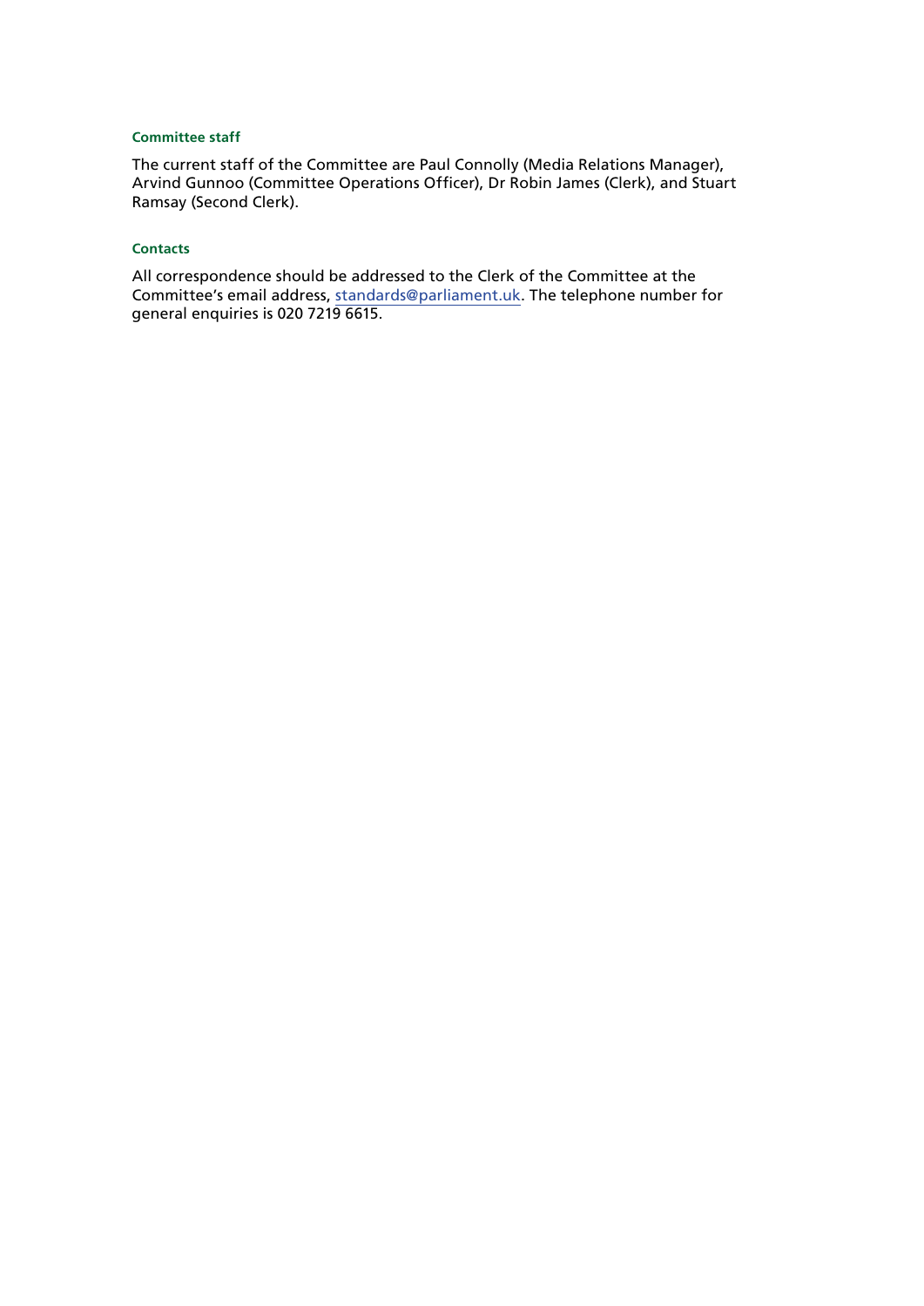### Committee staff

The current staff of the Committee are Paul Connolly (Media Relations Manager), Arvind Gunnoo (Committee Operations Officer), Dr Robin James (Clerk), and Stuart Ramsay (Second Clerk).

### Contacts

All correspondence should be addressed to the Clerk of the Committee at the Committee's email address, standards@parliament.uk. The telephone number for general enquiries is 020 7219 6615.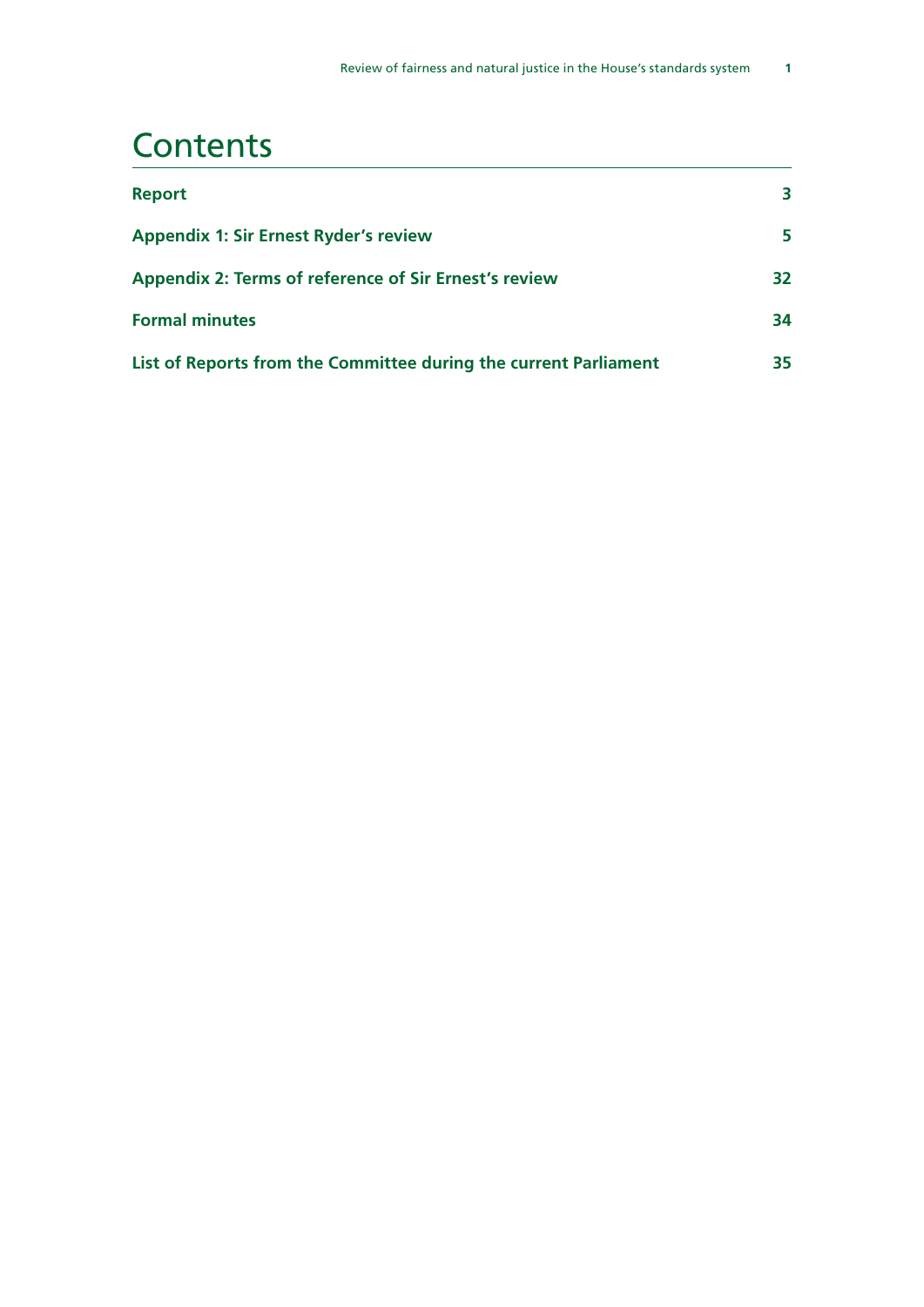# Contents

| | |
|---|---|
| **Report** | **3** |
| **Appendix 1: Sir Ernest Ryder's review** | **5** |
| **Appendix 2: Terms of reference of Sir Ernest's review** | **32** |
| **Formal minutes** | **34** |
| **List of Reports from the Committee during the current Parliament** | **35** |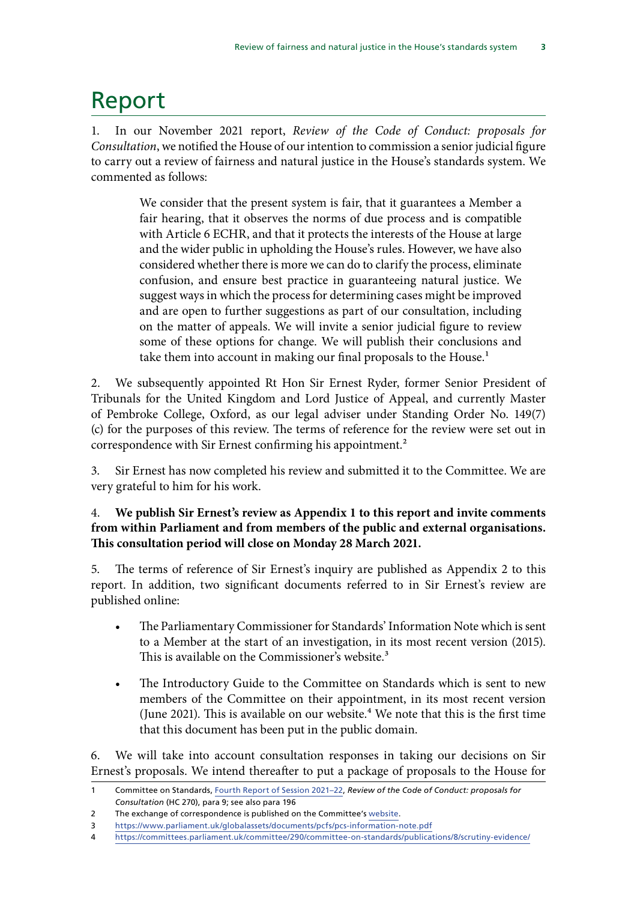# Report

1. In our November 2021 report, *Review of the Code of Conduct: proposals for Consultation*, we notified the House of our intention to commission a senior judicial figure to carry out a review of fairness and natural justice in the House's standards system. We commented as follows:

> We consider that the present system is fair, that it guarantees a Member a fair hearing, that it observes the norms of due process and is compatible with Article 6 ECHR, and that it protects the interests of the House at large and the wider public in upholding the House's rules. However, we have also considered whether there is more we can do to clarify the process, eliminate confusion, and ensure best practice in guaranteeing natural justice. We suggest ways in which the process for determining cases might be improved and are open to further suggestions as part of our consultation, including on the matter of appeals. We will invite a senior judicial figure to review some of these options for change. We will publish their conclusions and take them into account in making our final proposals to the House.[1]

2. We subsequently appointed Rt Hon Sir Ernest Ryder, former Senior President of Tribunals for the United Kingdom and Lord Justice of Appeal, and currently Master of Pembroke College, Oxford, as our legal adviser under Standing Order No. 149(7)(c) for the purposes of this review. The terms of reference for the review were set out in correspondence with Sir Ernest confirming his appointment.[2]

3. Sir Ernest has now completed his review and submitted it to the Committee. We are very grateful to him for his work.

4. **We publish Sir Ernest's review as Appendix 1 to this report and invite comments from within Parliament and from members of the public and external organisations. This consultation period will close on Monday 28 March 2021.**

5. The terms of reference of Sir Ernest's inquiry are published as Appendix 2 to this report. In addition, two significant documents referred to in Sir Ernest's review are published online:

- The Parliamentary Commissioner for Standards' Information Note which is sent to a Member at the start of an investigation, in its most recent version (2015). This is available on the Commissioner's website.[3]
- The Introductory Guide to the Committee on Standards which is sent to new members of the Committee on their appointment, in its most recent version (June 2021). This is available on our website.[4] We note that this is the first time that this document has been put in the public domain.

6. We will take into account consultation responses in taking our decisions on Sir Ernest's proposals. We intend thereafter to put a package of proposals to the House for

---

1 Committee on Standards, Fourth Report of Session 2021–22, *Review of the Code of Conduct: proposals for Consultation* (HC 270), para 9; see also para 196

2 The exchange of correspondence is published on the Committee's website.

3 https://www.parliament.uk/globalassets/documents/pcfs/pcs-information-note.pdf

4 https://committees.parliament.uk/committee/290/committee-on-standards/publications/8/scrutiny-evidence/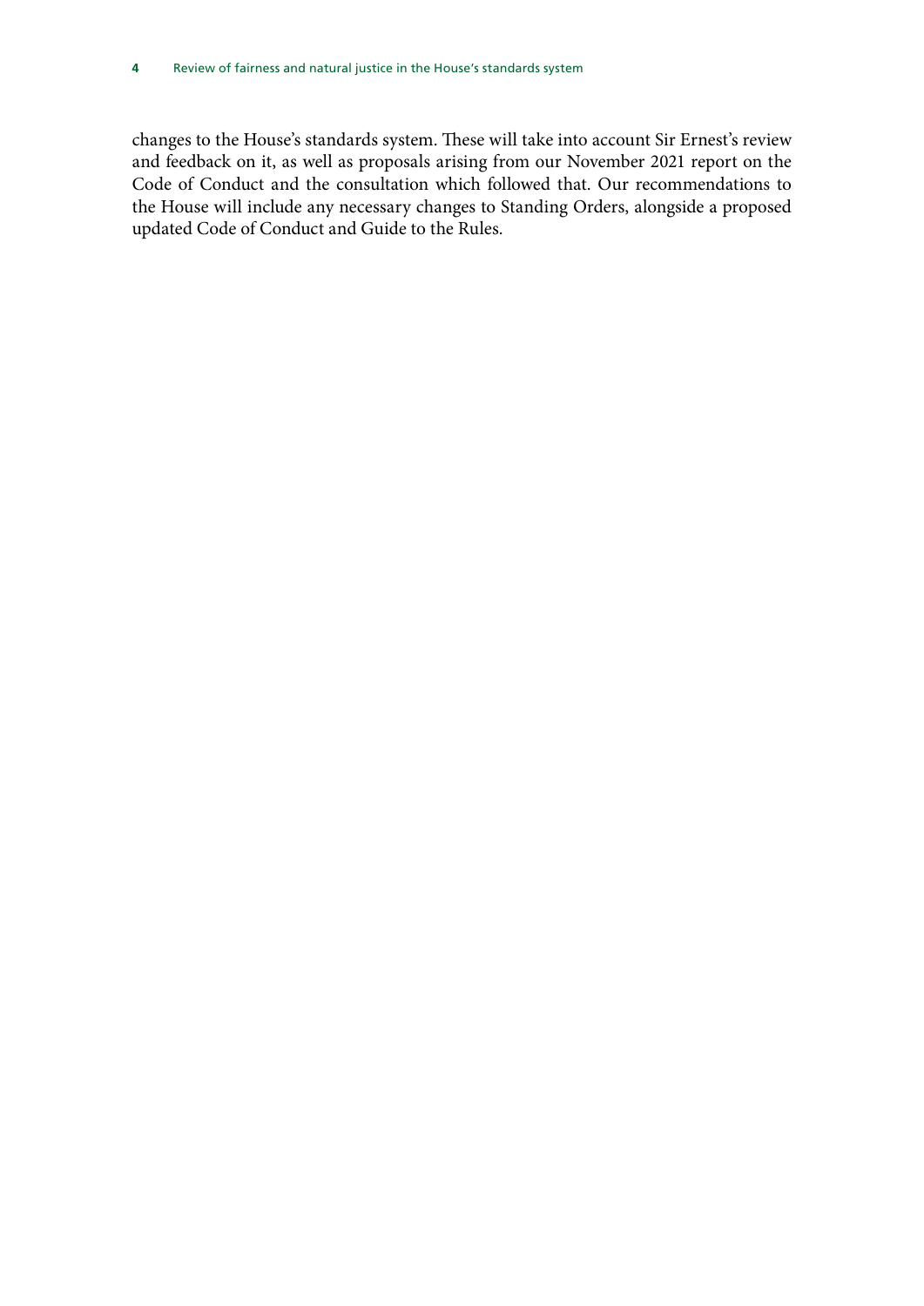changes to the House's standards system. These will take into account Sir Ernest's review and feedback on it, as well as proposals arising from our November 2021 report on the Code of Conduct and the consultation which followed that. Our recommendations to the House will include any necessary changes to Standing Orders, alongside a proposed updated Code of Conduct and Guide to the Rules.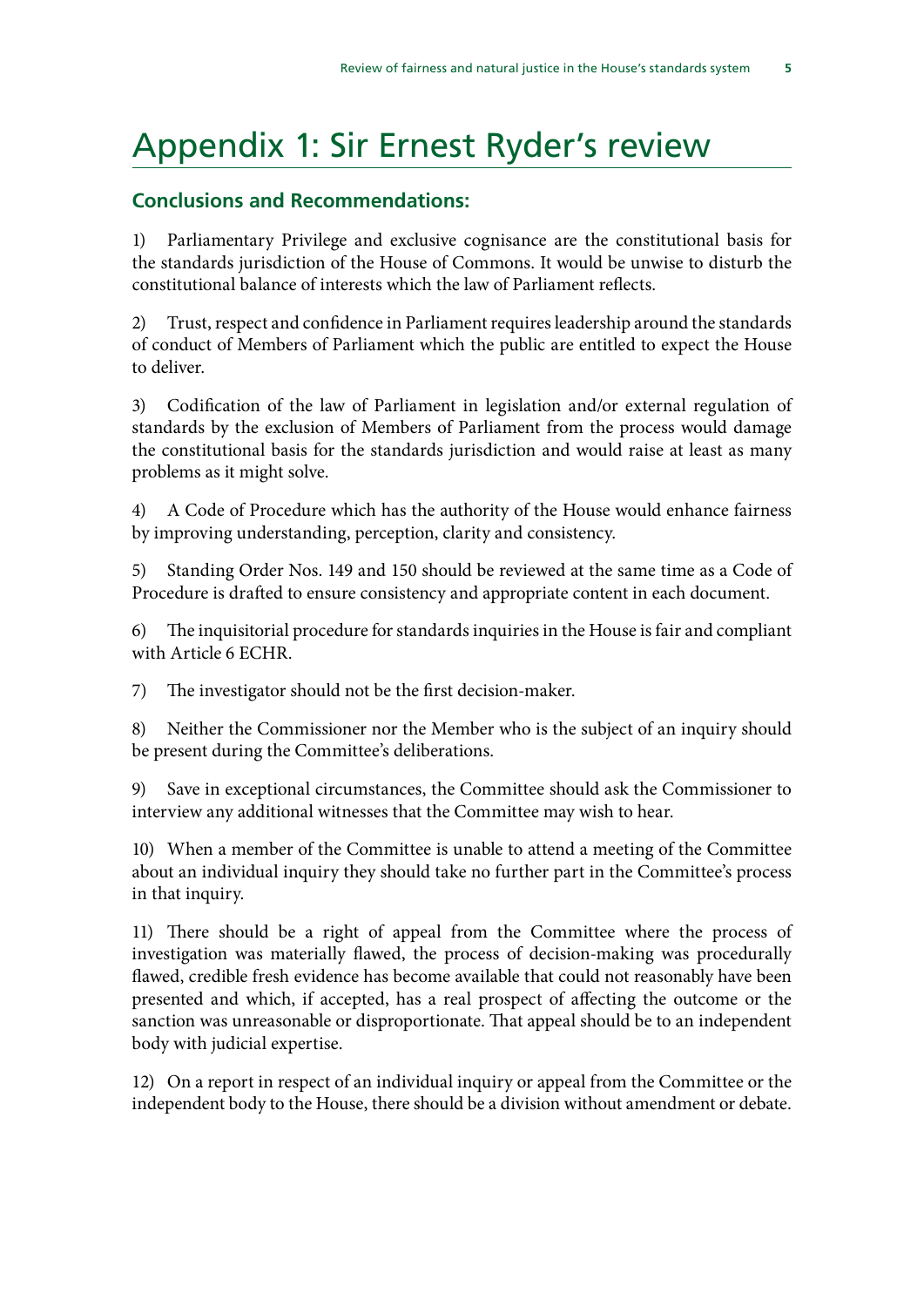# Appendix 1: Sir Ernest Ryder's review

### Conclusions and Recommendations:

1) Parliamentary Privilege and exclusive cognisance are the constitutional basis for the standards jurisdiction of the House of Commons. It would be unwise to disturb the constitutional balance of interests which the law of Parliament reflects.

2) Trust, respect and confidence in Parliament requires leadership around the standards of conduct of Members of Parliament which the public are entitled to expect the House to deliver.

3) Codification of the law of Parliament in legislation and/or external regulation of standards by the exclusion of Members of Parliament from the process would damage the constitutional basis for the standards jurisdiction and would raise at least as many problems as it might solve.

4) A Code of Procedure which has the authority of the House would enhance fairness by improving understanding, perception, clarity and consistency.

5) Standing Order Nos. 149 and 150 should be reviewed at the same time as a Code of Procedure is drafted to ensure consistency and appropriate content in each document.

6) The inquisitorial procedure for standards inquiries in the House is fair and compliant with Article 6 ECHR.

7) The investigator should not be the first decision-maker.

8) Neither the Commissioner nor the Member who is the subject of an inquiry should be present during the Committee's deliberations.

9) Save in exceptional circumstances, the Committee should ask the Commissioner to interview any additional witnesses that the Committee may wish to hear.

10) When a member of the Committee is unable to attend a meeting of the Committee about an individual inquiry they should take no further part in the Committee's process in that inquiry.

11) There should be a right of appeal from the Committee where the process of investigation was materially flawed, the process of decision-making was procedurally flawed, credible fresh evidence has become available that could not reasonably have been presented and which, if accepted, has a real prospect of affecting the outcome or the sanction was unreasonable or disproportionate. That appeal should be to an independent body with judicial expertise.

12) On a report in respect of an individual inquiry or appeal from the Committee or the independent body to the House, there should be a division without amendment or debate.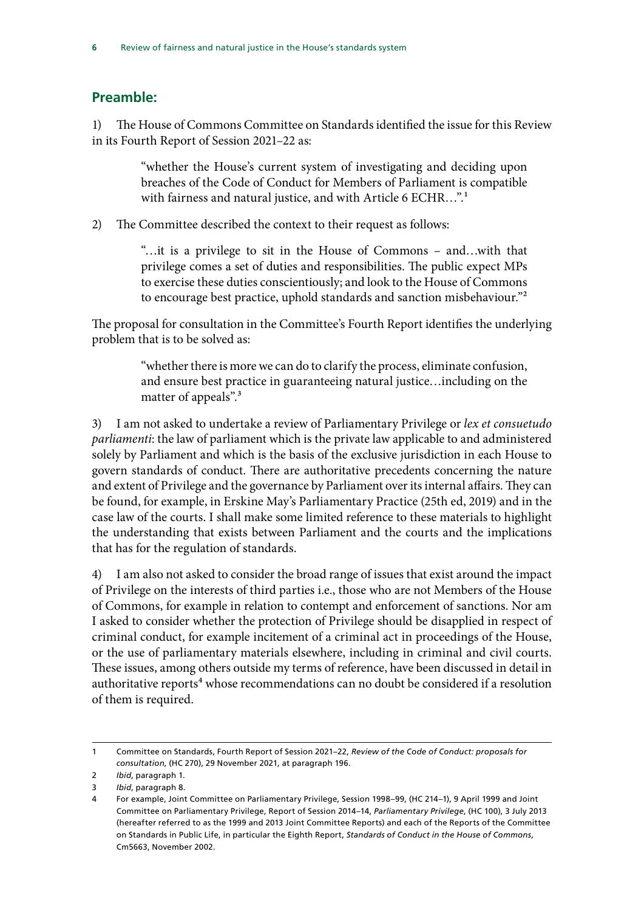## Preamble:

1) The House of Commons Committee on Standards identified the issue for this Review in its Fourth Report of Session 2021–22 as:

> "whether the House's current system of investigating and deciding upon breaches of the Code of Conduct for Members of Parliament is compatible with fairness and natural justice, and with Article 6 ECHR…".[1]

2) The Committee described the context to their request as follows:

> "…it is a privilege to sit in the House of Commons – and…with that privilege comes a set of duties and responsibilities. The public expect MPs to exercise these duties conscientiously; and look to the House of Commons to encourage best practice, uphold standards and sanction misbehaviour."[2]

The proposal for consultation in the Committee's Fourth Report identifies the underlying problem that is to be solved as:

> "whether there is more we can do to clarify the process, eliminate confusion, and ensure best practice in guaranteeing natural justice…including on the matter of appeals".[3]

3) I am not asked to undertake a review of Parliamentary Privilege or *lex et consuetudo parliamenti*: the law of parliament which is the private law applicable to and administered solely by Parliament and which is the basis of the exclusive jurisdiction in each House to govern standards of conduct. There are authoritative precedents concerning the nature and extent of Privilege and the governance by Parliament over its internal affairs. They can be found, for example, in Erskine May's Parliamentary Practice (25th ed, 2019) and in the case law of the courts. I shall make some limited reference to these materials to highlight the understanding that exists between Parliament and the courts and the implications that has for the regulation of standards.

4) I am also not asked to consider the broad range of issues that exist around the impact of Privilege on the interests of third parties i.e., those who are not Members of the House of Commons, for example in relation to contempt and enforcement of sanctions. Nor am I asked to consider whether the protection of Privilege should be disapplied in respect of criminal conduct, for example incitement of a criminal act in proceedings of the House, or the use of parliamentary materials elsewhere, including in criminal and civil courts. These issues, among others outside my terms of reference, have been discussed in detail in authoritative reports[4] whose recommendations can no doubt be considered if a resolution of them is required.

---

1 Committee on Standards, Fourth Report of Session 2021–22, *Review of the Code of Conduct: proposals for consultation*, (HC 270), 29 November 2021, at paragraph 196.

2 *Ibid*, paragraph 1.

3 *Ibid*, paragraph 8.

4 For example, Joint Committee on Parliamentary Privilege, Session 1998–99, (HC 214–1), 9 April 1999 and Joint Committee on Parliamentary Privilege, Report of Session 2014–14, *Parliamentary Privilege*, (HC 100), 3 July 2013 (hereafter referred to as the 1999 and 2013 Joint Committee Reports) and each of the Reports of the Committee on Standards in Public Life, in particular the Eighth Report, *Standards of Conduct in the House of Commons*, Cm5663, November 2002.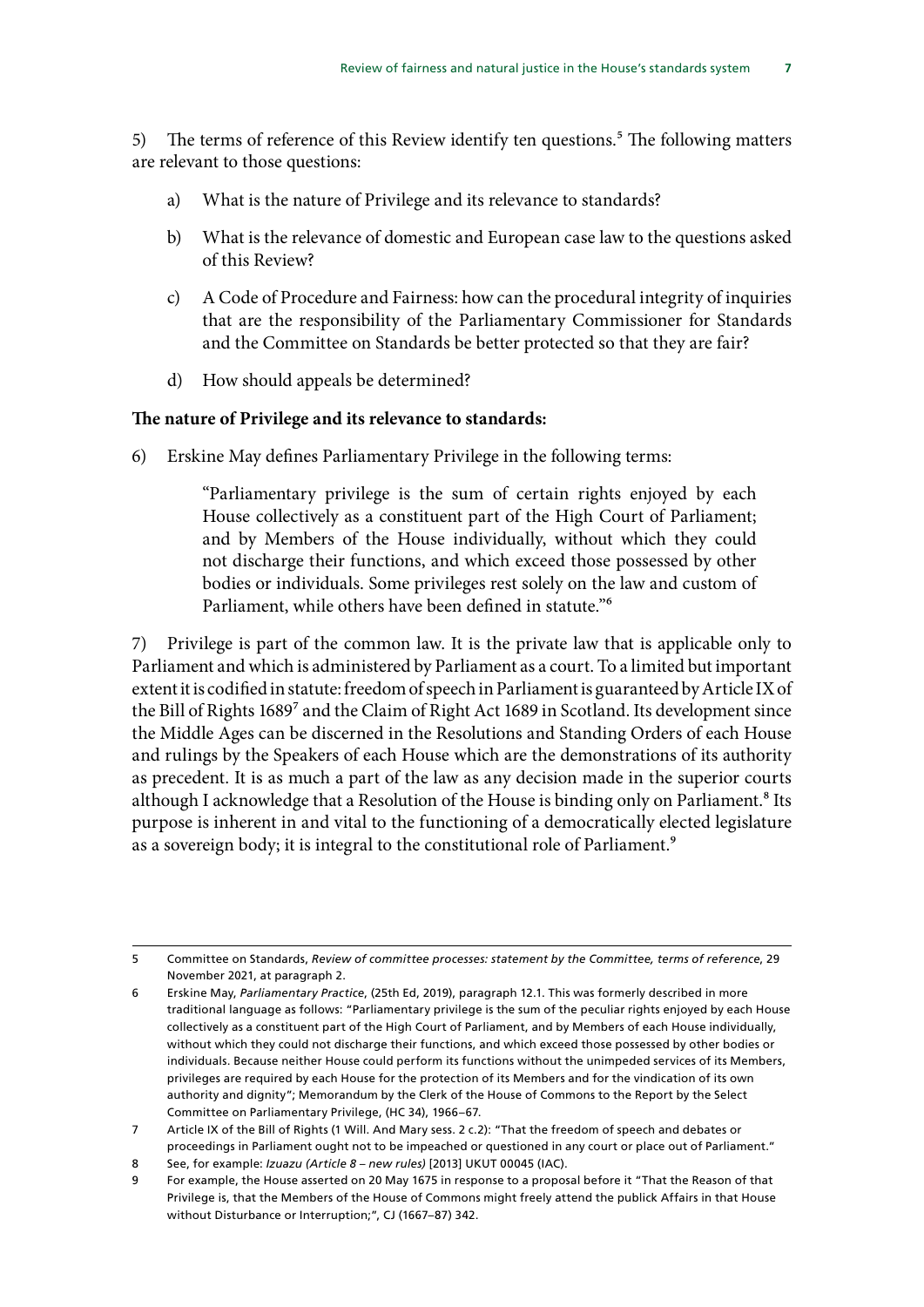5) The terms of reference of this Review identify ten questions.[5] The following matters are relevant to those questions:

a) What is the nature of Privilege and its relevance to standards?

b) What is the relevance of domestic and European case law to the questions asked of this Review?

c) A Code of Procedure and Fairness: how can the procedural integrity of inquiries that are the responsibility of the Parliamentary Commissioner for Standards and the Committee on Standards be better protected so that they are fair?

d) How should appeals be determined?

**The nature of Privilege and its relevance to standards:**

6) Erskine May defines Parliamentary Privilege in the following terms:

> "Parliamentary privilege is the sum of certain rights enjoyed by each House collectively as a constituent part of the High Court of Parliament; and by Members of the House individually, without which they could not discharge their functions, and which exceed those possessed by other bodies or individuals. Some privileges rest solely on the law and custom of Parliament, while others have been defined in statute."[6]

7) Privilege is part of the common law. It is the private law that is applicable only to Parliament and which is administered by Parliament as a court. To a limited but important extent it is codified in statute: freedom of speech in Parliament is guaranteed by Article IX of the Bill of Rights 1689[7] and the Claim of Right Act 1689 in Scotland. Its development since the Middle Ages can be discerned in the Resolutions and Standing Orders of each House and rulings by the Speakers of each House which are the demonstrations of its authority as precedent. It is as much a part of the law as any decision made in the superior courts although I acknowledge that a Resolution of the House is binding only on Parliament.[8] Its purpose is inherent in and vital to the functioning of a democratically elected legislature as a sovereign body; it is integral to the constitutional role of Parliament.[9]

---

5 Committee on Standards, *Review of committee processes: statement by the Committee, terms of reference*, 29 November 2021, at paragraph 2.

6 Erskine May, *Parliamentary Practice*, (25th Ed, 2019), paragraph 12.1. This was formerly described in more traditional language as follows: "Parliamentary privilege is the sum of the peculiar rights enjoyed by each House collectively as a constituent part of the High Court of Parliament, and by Members of each House individually, without which they could not discharge their functions, and which exceed those possessed by other bodies or individuals. Because neither House could perform its functions without the unimpeded services of its Members, privileges are required by each House for the protection of its Members and for the vindication of its own authority and dignity"; Memorandum by the Clerk of the House of Commons to the Report by the Select Committee on Parliamentary Privilege, (HC 34), 1966–67.

7 Article IX of the Bill of Rights (1 Will. And Mary sess. 2 c.2): "That the freedom of speech and debates or proceedings in Parliament ought not to be impeached or questioned in any court or place out of Parliament."

8 See, for example: *Izuazu (Article 8 – new rules)* [2013] UKUT 00045 (IAC).

9 For example, the House asserted on 20 May 1675 in response to a proposal before it "That the Reason of that Privilege is, that the Members of the House of Commons might freely attend the publick Affairs in that House without Disturbance or Interruption;", CJ (1667–87) 342.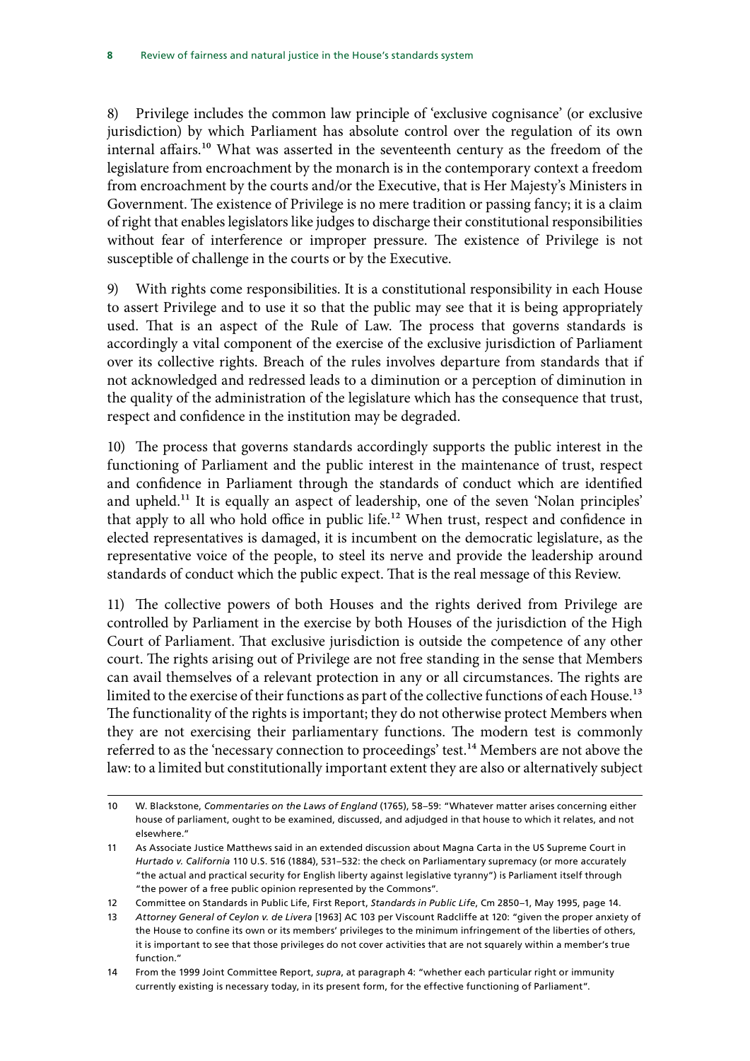8) Privilege includes the common law principle of 'exclusive cognisance' (or exclusive jurisdiction) by which Parliament has absolute control over the regulation of its own internal affairs.[10] What was asserted in the seventeenth century as the freedom of the legislature from encroachment by the monarch is in the contemporary context a freedom from encroachment by the courts and/or the Executive, that is Her Majesty's Ministers in Government. The existence of Privilege is no mere tradition or passing fancy; it is a claim of right that enables legislators like judges to discharge their constitutional responsibilities without fear of interference or improper pressure. The existence of Privilege is not susceptible of challenge in the courts or by the Executive.

9) With rights come responsibilities. It is a constitutional responsibility in each House to assert Privilege and to use it so that the public may see that it is being appropriately used. That is an aspect of the Rule of Law. The process that governs standards is accordingly a vital component of the exercise of the exclusive jurisdiction of Parliament over its collective rights. Breach of the rules involves departure from standards that if not acknowledged and redressed leads to a diminution or a perception of diminution in the quality of the administration of the legislature which has the consequence that trust, respect and confidence in the institution may be degraded.

10) The process that governs standards accordingly supports the public interest in the functioning of Parliament and the public interest in the maintenance of trust, respect and confidence in Parliament through the standards of conduct which are identified and upheld.[11] It is equally an aspect of leadership, one of the seven 'Nolan principles' that apply to all who hold office in public life.[12] When trust, respect and confidence in elected representatives is damaged, it is incumbent on the democratic legislature, as the representative voice of the people, to steel its nerve and provide the leadership around standards of conduct which the public expect. That is the real message of this Review.

11) The collective powers of both Houses and the rights derived from Privilege are controlled by Parliament in the exercise by both Houses of the jurisdiction of the High Court of Parliament. That exclusive jurisdiction is outside the competence of any other court. The rights arising out of Privilege are not free standing in the sense that Members can avail themselves of a relevant protection in any or all circumstances. The rights are limited to the exercise of their functions as part of the collective functions of each House.[13] The functionality of the rights is important; they do not otherwise protect Members when they are not exercising their parliamentary functions. The modern test is commonly referred to as the 'necessary connection to proceedings' test.[14] Members are not above the law: to a limited but constitutionally important extent they are also or alternatively subject

---

10 W. Blackstone, *Commentaries on the Laws of England* (1765), 58–59: "Whatever matter arises concerning either house of parliament, ought to be examined, discussed, and adjudged in that house to which it relates, and not elsewhere."

11 As Associate Justice Matthews said in an extended discussion about Magna Carta in the US Supreme Court in *Hurtado v. California* 110 U.S. 516 (1884), 531–532: the check on Parliamentary supremacy (or more accurately "the actual and practical security for English liberty against legislative tyranny") is Parliament itself through "the power of a free public opinion represented by the Commons".

12 Committee on Standards in Public Life, First Report, *Standards in Public Life*, Cm 2850–1, May 1995, page 14.

13 *Attorney General of Ceylon v. de Livera* [1963] AC 103 per Viscount Radcliffe at 120: "given the proper anxiety of the House to confine its own or its members' privileges to the minimum infringement of the liberties of others, it is important to see that those privileges do not cover activities that are not squarely within a member's true function."

14 From the 1999 Joint Committee Report, *supra*, at paragraph 4: "whether each particular right or immunity currently existing is necessary today, in its present form, for the effective functioning of Parliament".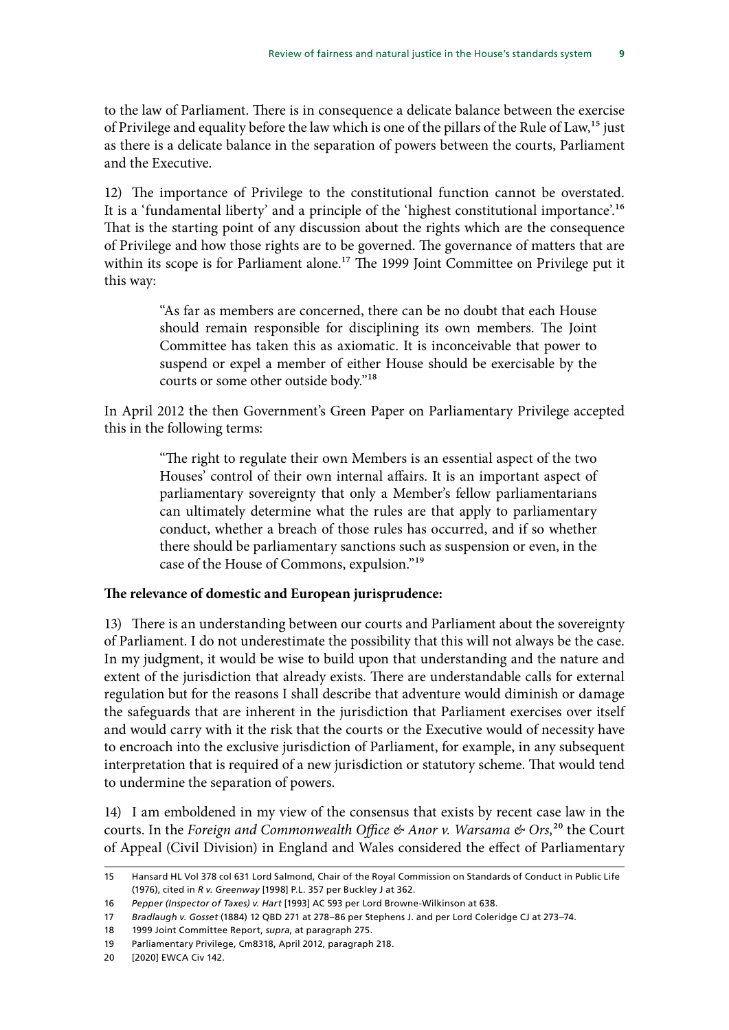to the law of Parliament. There is in consequence a delicate balance between the exercise of Privilege and equality before the law which is one of the pillars of the Rule of Law,[15] just as there is a delicate balance in the separation of powers between the courts, Parliament and the Executive.

12) The importance of Privilege to the constitutional function cannot be overstated. It is a 'fundamental liberty' and a principle of the 'highest constitutional importance'.[16] That is the starting point of any discussion about the rights which are the consequence of Privilege and how those rights are to be governed. The governance of matters that are within its scope is for Parliament alone.[17] The 1999 Joint Committee on Privilege put it this way:

> "As far as members are concerned, there can be no doubt that each House should remain responsible for disciplining its own members. The Joint Committee has taken this as axiomatic. It is inconceivable that power to suspend or expel a member of either House should be exercisable by the courts or some other outside body."[18]

In April 2012 the then Government's Green Paper on Parliamentary Privilege accepted this in the following terms:

> "The right to regulate their own Members is an essential aspect of the two Houses' control of their own internal affairs. It is an important aspect of parliamentary sovereignty that only a Member's fellow parliamentarians can ultimately determine what the rules are that apply to parliamentary conduct, whether a breach of those rules has occurred, and if so whether there should be parliamentary sanctions such as suspension or even, in the case of the House of Commons, expulsion."[19]

**The relevance of domestic and European jurisprudence:**

13) There is an understanding between our courts and Parliament about the sovereignty of Parliament. I do not underestimate the possibility that this will not always be the case. In my judgment, it would be wise to build upon that understanding and the nature and extent of the jurisdiction that already exists. There are understandable calls for external regulation but for the reasons I shall describe that adventure would diminish or damage the safeguards that are inherent in the jurisdiction that Parliament exercises over itself and would carry with it the risk that the courts or the Executive would of necessity have to encroach into the exclusive jurisdiction of Parliament, for example, in any subsequent interpretation that is required of a new jurisdiction or statutory scheme. That would tend to undermine the separation of powers.

14) I am emboldened in my view of the consensus that exists by recent case law in the courts. In the *Foreign and Commonwealth Office & Anor v. Warsama & Ors*,[20] the Court of Appeal (Civil Division) in England and Wales considered the effect of Parliamentary

---

15 Hansard HL Vol 378 col 631 Lord Salmond, Chair of the Royal Commission on Standards of Conduct in Public Life (1976), cited in *R v. Greenway* [1998] P.L. 357 per Buckley J at 362.

16 *Pepper (Inspector of Taxes) v. Hart* [1993] AC 593 per Lord Browne-Wilkinson at 638.

17 *Bradlaugh v. Gosset* (1884) 12 QBD 271 at 278–86 per Stephens J. and per Lord Coleridge CJ at 273–74.

18 1999 Joint Committee Report, *supra*, at paragraph 275.

19 Parliamentary Privilege, Cm8318, April 2012, paragraph 218.

20 [2020] EWCA Civ 142.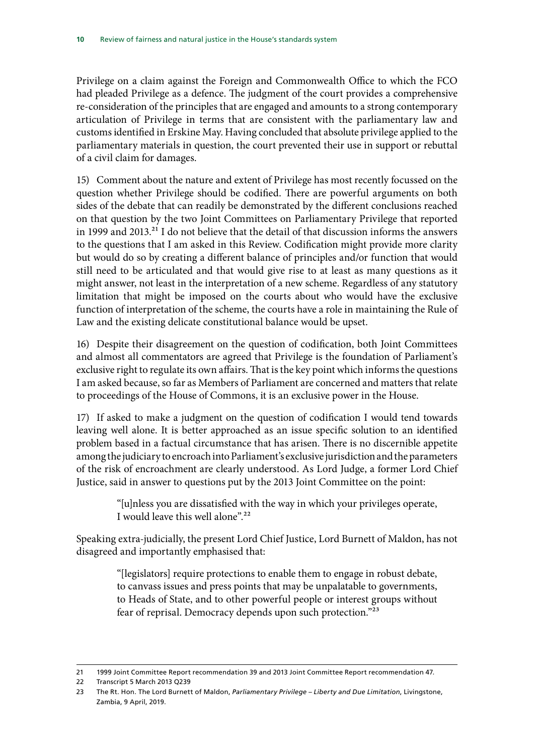Privilege on a claim against the Foreign and Commonwealth Office to which the FCO had pleaded Privilege as a defence. The judgment of the court provides a comprehensive re-consideration of the principles that are engaged and amounts to a strong contemporary articulation of Privilege in terms that are consistent with the parliamentary law and customs identified in Erskine May. Having concluded that absolute privilege applied to the parliamentary materials in question, the court prevented their use in support or rebuttal of a civil claim for damages.

15) Comment about the nature and extent of Privilege has most recently focussed on the question whether Privilege should be codified. There are powerful arguments on both sides of the debate that can readily be demonstrated by the different conclusions reached on that question by the two Joint Committees on Parliamentary Privilege that reported in 1999 and 2013.[21] I do not believe that the detail of that discussion informs the answers to the questions that I am asked in this Review. Codification might provide more clarity but would do so by creating a different balance of principles and/or function that would still need to be articulated and that would give rise to at least as many questions as it might answer, not least in the interpretation of a new scheme. Regardless of any statutory limitation that might be imposed on the courts about who would have the exclusive function of interpretation of the scheme, the courts have a role in maintaining the Rule of Law and the existing delicate constitutional balance would be upset.

16) Despite their disagreement on the question of codification, both Joint Committees and almost all commentators are agreed that Privilege is the foundation of Parliament's exclusive right to regulate its own affairs. That is the key point which informs the questions I am asked because, so far as Members of Parliament are concerned and matters that relate to proceedings of the House of Commons, it is an exclusive power in the House.

17) If asked to make a judgment on the question of codification I would tend towards leaving well alone. It is better approached as an issue specific solution to an identified problem based in a factual circumstance that has arisen. There is no discernible appetite among the judiciary to encroach into Parliament's exclusive jurisdiction and the parameters of the risk of encroachment are clearly understood. As Lord Judge, a former Lord Chief Justice, said in answer to questions put by the 2013 Joint Committee on the point:

> "[u]nless you are dissatisfied with the way in which your privileges operate, I would leave this well alone".[22]

Speaking extra-judicially, the present Lord Chief Justice, Lord Burnett of Maldon, has not disagreed and importantly emphasised that:

> "[legislators] require protections to enable them to engage in robust debate, to canvass issues and press points that may be unpalatable to governments, to Heads of State, and to other powerful people or interest groups without fear of reprisal. Democracy depends upon such protection."[23]

---

21 1999 Joint Committee Report recommendation 39 and 2013 Joint Committee Report recommendation 47.

22 Transcript 5 March 2013 Q239

23 The Rt. Hon. The Lord Burnett of Maldon, *Parliamentary Privilege – Liberty and Due Limitation*, Livingstone, Zambia, 9 April, 2019.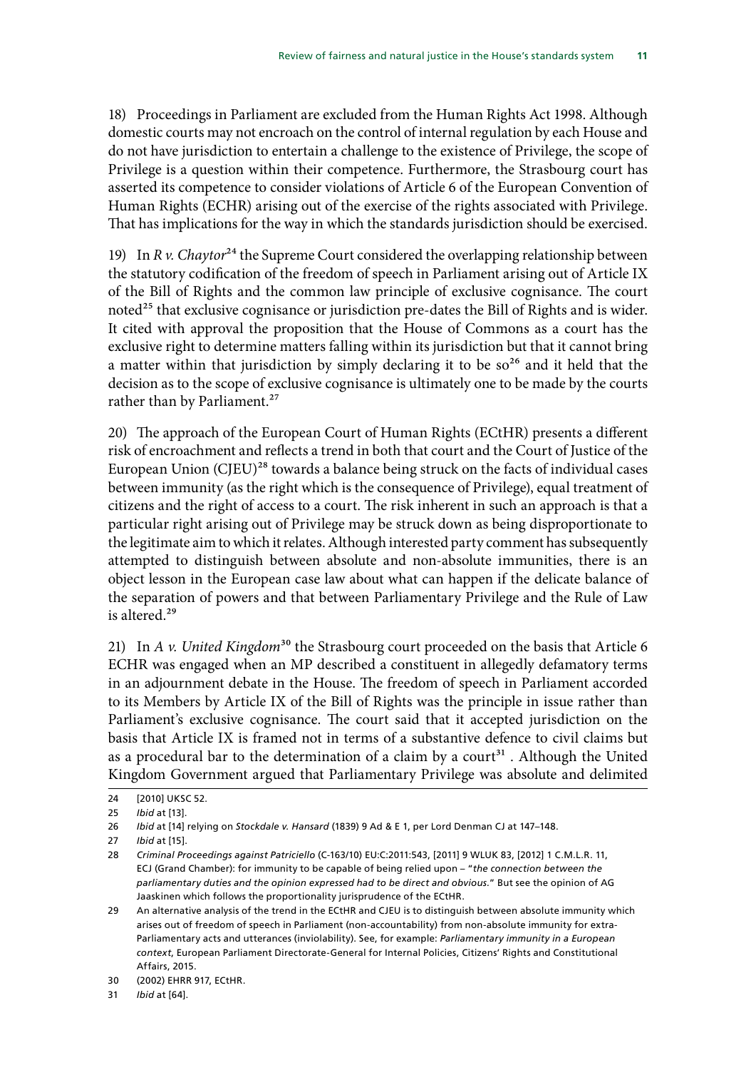18) Proceedings in Parliament are excluded from the Human Rights Act 1998. Although domestic courts may not encroach on the control of internal regulation by each House and do not have jurisdiction to entertain a challenge to the existence of Privilege, the scope of Privilege is a question within their competence. Furthermore, the Strasbourg court has asserted its competence to consider violations of Article 6 of the European Convention of Human Rights (ECHR) arising out of the exercise of the rights associated with Privilege. That has implications for the way in which the standards jurisdiction should be exercised.

19) In *R v. Chaytor*[24] the Supreme Court considered the overlapping relationship between the statutory codification of the freedom of speech in Parliament arising out of Article IX of the Bill of Rights and the common law principle of exclusive cognisance. The court noted[25] that exclusive cognisance or jurisdiction pre-dates the Bill of Rights and is wider. It cited with approval the proposition that the House of Commons as a court has the exclusive right to determine matters falling within its jurisdiction but that it cannot bring a matter within that jurisdiction by simply declaring it to be so[26] and it held that the decision as to the scope of exclusive cognisance is ultimately one to be made by the courts rather than by Parliament.[27]

20) The approach of the European Court of Human Rights (ECtHR) presents a different risk of encroachment and reflects a trend in both that court and the Court of Justice of the European Union (CJEU)[28] towards a balance being struck on the facts of individual cases between immunity (as the right which is the consequence of Privilege), equal treatment of citizens and the right of access to a court. The risk inherent in such an approach is that a particular right arising out of Privilege may be struck down as being disproportionate to the legitimate aim to which it relates. Although interested party comment has subsequently attempted to distinguish between absolute and non-absolute immunities, there is an object lesson in the European case law about what can happen if the delicate balance of the separation of powers and that between Parliamentary Privilege and the Rule of Law is altered.[29]

21) In *A v. United Kingdom*[30] the Strasbourg court proceeded on the basis that Article 6 ECHR was engaged when an MP described a constituent in allegedly defamatory terms in an adjournment debate in the House. The freedom of speech in Parliament accorded to its Members by Article IX of the Bill of Rights was the principle in issue rather than Parliament's exclusive cognisance. The court said that it accepted jurisdiction on the basis that Article IX is framed not in terms of a substantive defence to civil claims but as a procedural bar to the determination of a claim by a court[31] . Although the United Kingdom Government argued that Parliamentary Privilege was absolute and delimited

---

24 [2010] UKSC 52.

25 *Ibid* at [13].

26 *Ibid* at [14] relying on *Stockdale v. Hansard* (1839) 9 Ad & E 1, per Lord Denman CJ at 147–148.

27 *Ibid* at [15].

28 *Criminal Proceedings against Patriciello* (C-163/10) EU:C:2011:543, [2011] 9 WLUK 83, [2012] 1 C.M.L.R. 11, ECJ (Grand Chamber): for immunity to be capable of being relied upon – "*the connection between the parliamentary duties and the opinion expressed had to be direct and obvious.*" But see the opinion of AG Jaaskinen which follows the proportionality jurisprudence of the ECtHR.

29 An alternative analysis of the trend in the ECtHR and CJEU is to distinguish between absolute immunity which arises out of freedom of speech in Parliament (non-accountability) from non-absolute immunity for extra-Parliamentary acts and utterances (inviolability). See, for example: *Parliamentary immunity in a European context*, European Parliament Directorate-General for Internal Policies, Citizens' Rights and Constitutional Affairs, 2015.

30 (2002) EHRR 917, ECtHR.

31 *Ibid* at [64].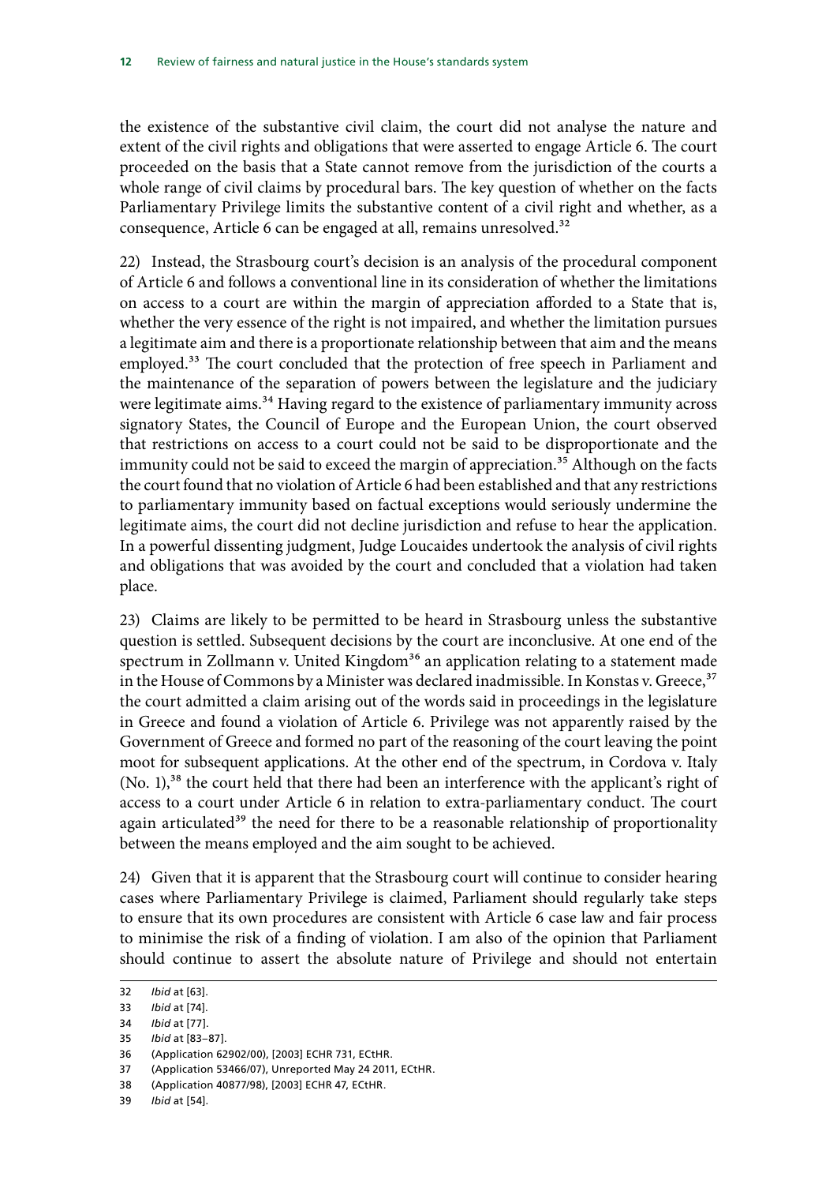the existence of the substantive civil claim, the court did not analyse the nature and extent of the civil rights and obligations that were asserted to engage Article 6. The court proceeded on the basis that a State cannot remove from the jurisdiction of the courts a whole range of civil claims by procedural bars. The key question of whether on the facts Parliamentary Privilege limits the substantive content of a civil right and whether, as a consequence, Article 6 can be engaged at all, remains unresolved.[32]

22) Instead, the Strasbourg court's decision is an analysis of the procedural component of Article 6 and follows a conventional line in its consideration of whether the limitations on access to a court are within the margin of appreciation afforded to a State that is, whether the very essence of the right is not impaired, and whether the limitation pursues a legitimate aim and there is a proportionate relationship between that aim and the means employed.[33] The court concluded that the protection of free speech in Parliament and the maintenance of the separation of powers between the legislature and the judiciary were legitimate aims.[34] Having regard to the existence of parliamentary immunity across signatory States, the Council of Europe and the European Union, the court observed that restrictions on access to a court could not be said to be disproportionate and the immunity could not be said to exceed the margin of appreciation.[35] Although on the facts the court found that no violation of Article 6 had been established and that any restrictions to parliamentary immunity based on factual exceptions would seriously undermine the legitimate aims, the court did not decline jurisdiction and refuse to hear the application. In a powerful dissenting judgment, Judge Loucaides undertook the analysis of civil rights and obligations that was avoided by the court and concluded that a violation had taken place.

23) Claims are likely to be permitted to be heard in Strasbourg unless the substantive question is settled. Subsequent decisions by the court are inconclusive. At one end of the spectrum in Zollmann v. United Kingdom[36] an application relating to a statement made in the House of Commons by a Minister was declared inadmissible. In Konstas v. Greece,[37] the court admitted a claim arising out of the words said in proceedings in the legislature in Greece and found a violation of Article 6. Privilege was not apparently raised by the Government of Greece and formed no part of the reasoning of the court leaving the point moot for subsequent applications. At the other end of the spectrum, in Cordova v. Italy (No. 1),[38] the court held that there had been an interference with the applicant's right of access to a court under Article 6 in relation to extra-parliamentary conduct. The court again articulated[39] the need for there to be a reasonable relationship of proportionality between the means employed and the aim sought to be achieved.

24) Given that it is apparent that the Strasbourg court will continue to consider hearing cases where Parliamentary Privilege is claimed, Parliament should regularly take steps to ensure that its own procedures are consistent with Article 6 case law and fair process to minimise the risk of a finding of violation. I am also of the opinion that Parliament should continue to assert the absolute nature of Privilege and should not entertain

32 *Ibid* at [63].

33 *Ibid* at [74].

34 *Ibid* at [77].

35 *Ibid* at [83–87].

36 (Application 62902/00), [2003] ECHR 731, ECtHR.

37 (Application 53466/07), Unreported May 24 2011, ECtHR.

38 (Application 40877/98), [2003] ECHR 47, ECtHR.

39 *Ibid* at [54].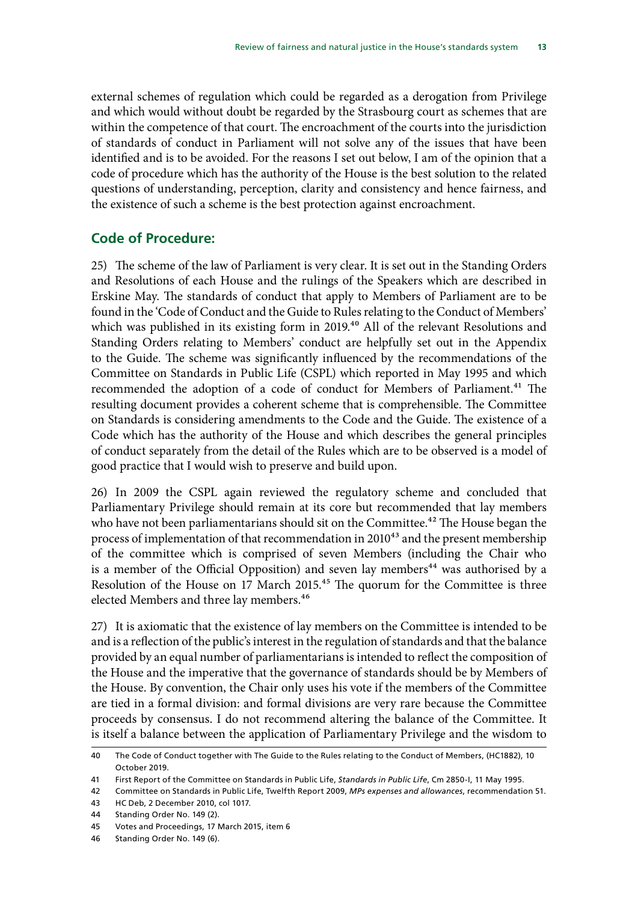external schemes of regulation which could be regarded as a derogation from Privilege and which would without doubt be regarded by the Strasbourg court as schemes that are within the competence of that court. The encroachment of the courts into the jurisdiction of standards of conduct in Parliament will not solve any of the issues that have been identified and is to be avoided. For the reasons I set out below, I am of the opinion that a code of procedure which has the authority of the House is the best solution to the related questions of understanding, perception, clarity and consistency and hence fairness, and the existence of such a scheme is the best protection against encroachment.

## Code of Procedure:

25) The scheme of the law of Parliament is very clear. It is set out in the Standing Orders and Resolutions of each House and the rulings of the Speakers which are described in Erskine May. The standards of conduct that apply to Members of Parliament are to be found in the 'Code of Conduct and the Guide to Rules relating to the Conduct of Members' which was published in its existing form in 2019.[40] All of the relevant Resolutions and Standing Orders relating to Members' conduct are helpfully set out in the Appendix to the Guide. The scheme was significantly influenced by the recommendations of the Committee on Standards in Public Life (CSPL) which reported in May 1995 and which recommended the adoption of a code of conduct for Members of Parliament.[41] The resulting document provides a coherent scheme that is comprehensible. The Committee on Standards is considering amendments to the Code and the Guide. The existence of a Code which has the authority of the House and which describes the general principles of conduct separately from the detail of the Rules which are to be observed is a model of good practice that I would wish to preserve and build upon.

26) In 2009 the CSPL again reviewed the regulatory scheme and concluded that Parliamentary Privilege should remain at its core but recommended that lay members who have not been parliamentarians should sit on the Committee.[42] The House began the process of implementation of that recommendation in 2010[43] and the present membership of the committee which is comprised of seven Members (including the Chair who is a member of the Official Opposition) and seven lay members[44] was authorised by a Resolution of the House on 17 March 2015.[45] The quorum for the Committee is three elected Members and three lay members.[46]

27) It is axiomatic that the existence of lay members on the Committee is intended to be and is a reflection of the public's interest in the regulation of standards and that the balance provided by an equal number of parliamentarians is intended to reflect the composition of the House and the imperative that the governance of standards should be by Members of the House. By convention, the Chair only uses his vote if the members of the Committee are tied in a formal division: and formal divisions are very rare because the Committee proceeds by consensus. I do not recommend altering the balance of the Committee. It is itself a balance between the application of Parliamentary Privilege and the wisdom to

---

40 The Code of Conduct together with The Guide to the Rules relating to the Conduct of Members, (HC1882), 10 October 2019.

41 First Report of the Committee on Standards in Public Life, *Standards in Public Life*, Cm 2850-I, 11 May 1995.

42 Committee on Standards in Public Life, Twelfth Report 2009, *MPs expenses and allowances*, recommendation 51.

43 HC Deb, 2 December 2010, col 1017.

44 Standing Order No. 149 (2).

45 Votes and Proceedings, 17 March 2015, item 6

46 Standing Order No. 149 (6).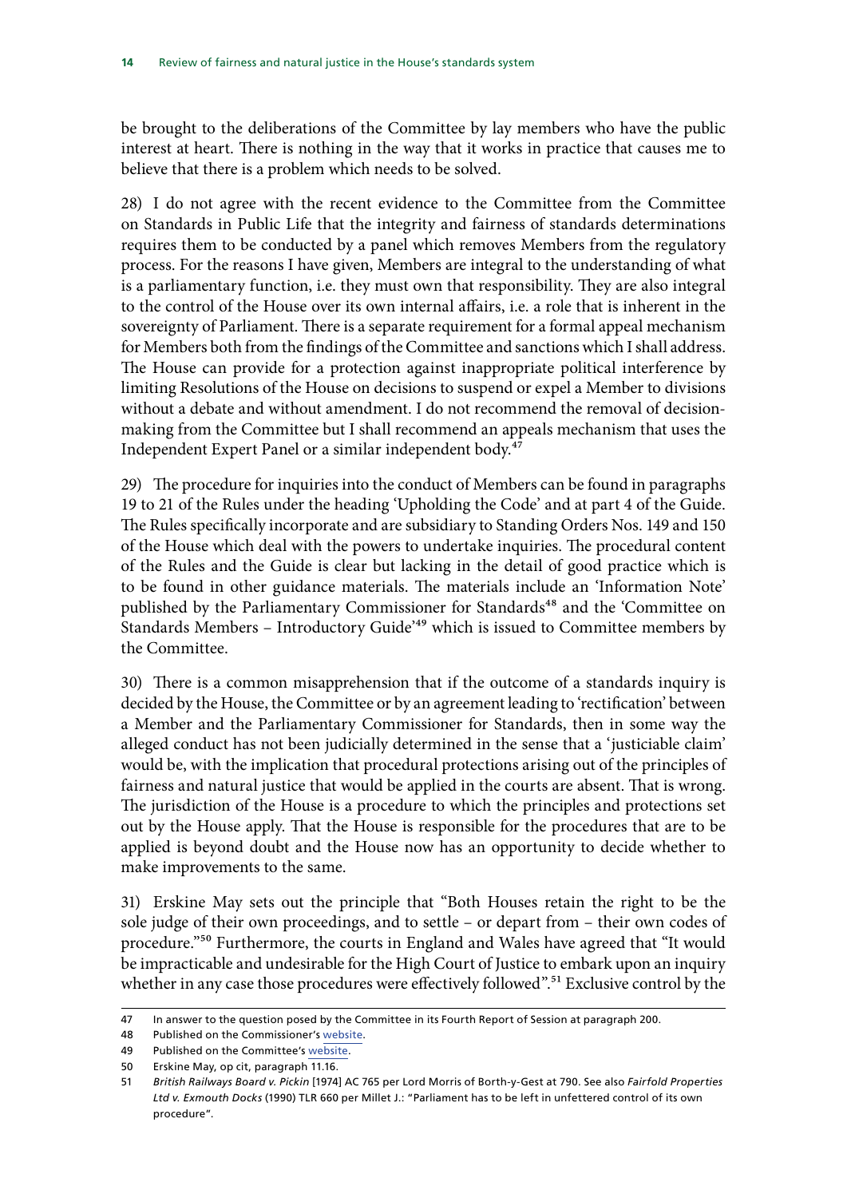be brought to the deliberations of the Committee by lay members who have the public interest at heart. There is nothing in the way that it works in practice that causes me to believe that there is a problem which needs to be solved.

28) I do not agree with the recent evidence to the Committee from the Committee on Standards in Public Life that the integrity and fairness of standards determinations requires them to be conducted by a panel which removes Members from the regulatory process. For the reasons I have given, Members are integral to the understanding of what is a parliamentary function, i.e. they must own that responsibility. They are also integral to the control of the House over its own internal affairs, i.e. a role that is inherent in the sovereignty of Parliament. There is a separate requirement for a formal appeal mechanism for Members both from the findings of the Committee and sanctions which I shall address. The House can provide for a protection against inappropriate political interference by limiting Resolutions of the House on decisions to suspend or expel a Member to divisions without a debate and without amendment. I do not recommend the removal of decision-making from the Committee but I shall recommend an appeals mechanism that uses the Independent Expert Panel or a similar independent body.[47]

29) The procedure for inquiries into the conduct of Members can be found in paragraphs 19 to 21 of the Rules under the heading 'Upholding the Code' and at part 4 of the Guide. The Rules specifically incorporate and are subsidiary to Standing Orders Nos. 149 and 150 of the House which deal with the powers to undertake inquiries. The procedural content of the Rules and the Guide is clear but lacking in the detail of good practice which is to be found in other guidance materials. The materials include an 'Information Note' published by the Parliamentary Commissioner for Standards[48] and the 'Committee on Standards Members – Introductory Guide'[49] which is issued to Committee members by the Committee.

30) There is a common misapprehension that if the outcome of a standards inquiry is decided by the House, the Committee or by an agreement leading to 'rectification' between a Member and the Parliamentary Commissioner for Standards, then in some way the alleged conduct has not been judicially determined in the sense that a 'justiciable claim' would be, with the implication that procedural protections arising out of the principles of fairness and natural justice that would be applied in the courts are absent. That is wrong. The jurisdiction of the House is a procedure to which the principles and protections set out by the House apply. That the House is responsible for the procedures that are to be applied is beyond doubt and the House now has an opportunity to decide whether to make improvements to the same.

31) Erskine May sets out the principle that "Both Houses retain the right to be the sole judge of their own proceedings, and to settle – or depart from – their own codes of procedure."[50] Furthermore, the courts in England and Wales have agreed that "It would be impracticable and undesirable for the High Court of Justice to embark upon an inquiry whether in any case those procedures were effectively followed".[51] Exclusive control by the

---

47 In answer to the question posed by the Committee in its Fourth Report of Session at paragraph 200.

48 Published on the Commissioner's website.

49 Published on the Committee's website.

50 Erskine May, op cit, paragraph 11.16.

51 *British Railways Board v. Pickin* [1974] AC 765 per Lord Morris of Borth-y-Gest at 790. See also *Fairfold Properties Ltd v. Exmouth Docks* (1990) TLR 660 per Millet J.: "Parliament has to be left in unfettered control of its own procedure".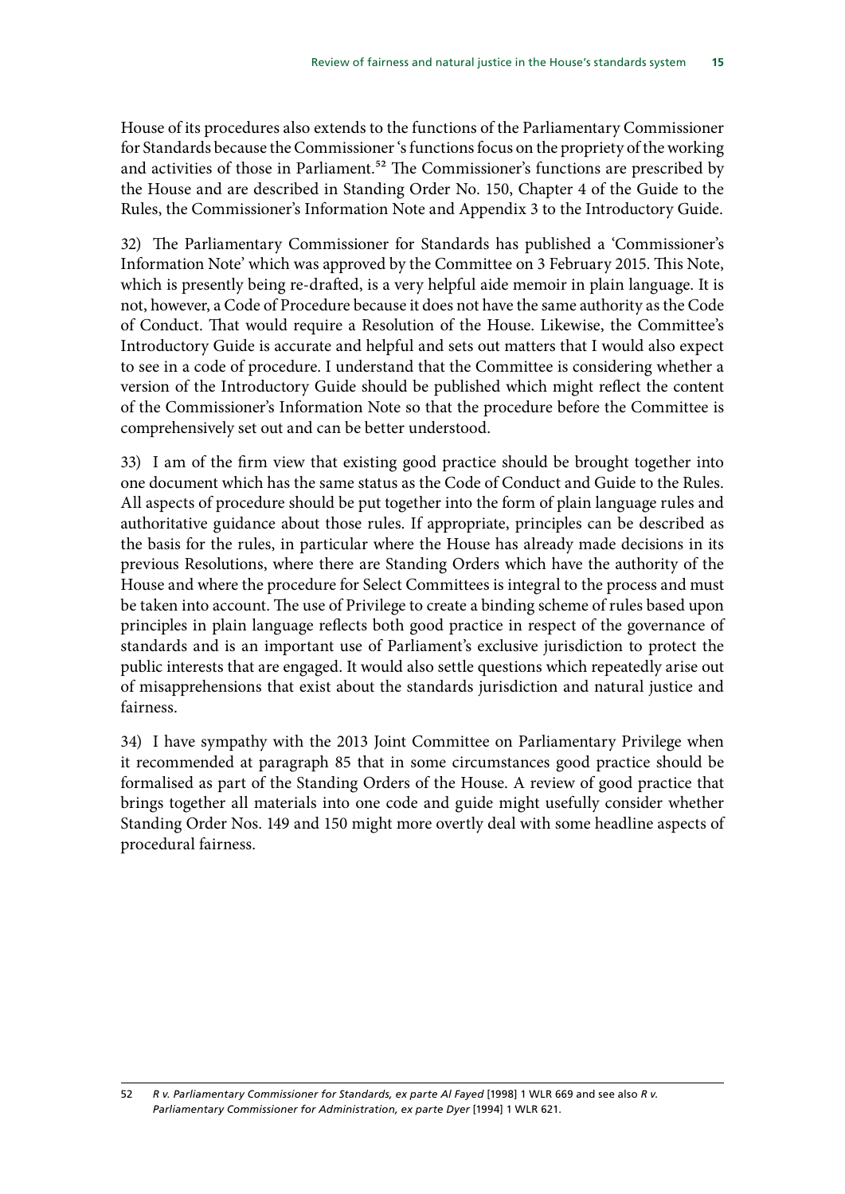House of its procedures also extends to the functions of the Parliamentary Commissioner for Standards because the Commissioner 's functions focus on the propriety of the working and activities of those in Parliament.[52] The Commissioner's functions are prescribed by the House and are described in Standing Order No. 150, Chapter 4 of the Guide to the Rules, the Commissioner's Information Note and Appendix 3 to the Introductory Guide.

32) The Parliamentary Commissioner for Standards has published a 'Commissioner's Information Note' which was approved by the Committee on 3 February 2015. This Note, which is presently being re-drafted, is a very helpful aide memoir in plain language. It is not, however, a Code of Procedure because it does not have the same authority as the Code of Conduct. That would require a Resolution of the House. Likewise, the Committee's Introductory Guide is accurate and helpful and sets out matters that I would also expect to see in a code of procedure. I understand that the Committee is considering whether a version of the Introductory Guide should be published which might reflect the content of the Commissioner's Information Note so that the procedure before the Committee is comprehensively set out and can be better understood.

33) I am of the firm view that existing good practice should be brought together into one document which has the same status as the Code of Conduct and Guide to the Rules. All aspects of procedure should be put together into the form of plain language rules and authoritative guidance about those rules. If appropriate, principles can be described as the basis for the rules, in particular where the House has already made decisions in its previous Resolutions, where there are Standing Orders which have the authority of the House and where the procedure for Select Committees is integral to the process and must be taken into account. The use of Privilege to create a binding scheme of rules based upon principles in plain language reflects both good practice in respect of the governance of standards and is an important use of Parliament's exclusive jurisdiction to protect the public interests that are engaged. It would also settle questions which repeatedly arise out of misapprehensions that exist about the standards jurisdiction and natural justice and fairness.

34) I have sympathy with the 2013 Joint Committee on Parliamentary Privilege when it recommended at paragraph 85 that in some circumstances good practice should be formalised as part of the Standing Orders of the House. A review of good practice that brings together all materials into one code and guide might usefully consider whether Standing Order Nos. 149 and 150 might more overtly deal with some headline aspects of procedural fairness.

52 *R v. Parliamentary Commissioner for Standards, ex parte Al Fayed* [1998] 1 WLR 669 and see also *R v. Parliamentary Commissioner for Administration, ex parte Dyer* [1994] 1 WLR 621.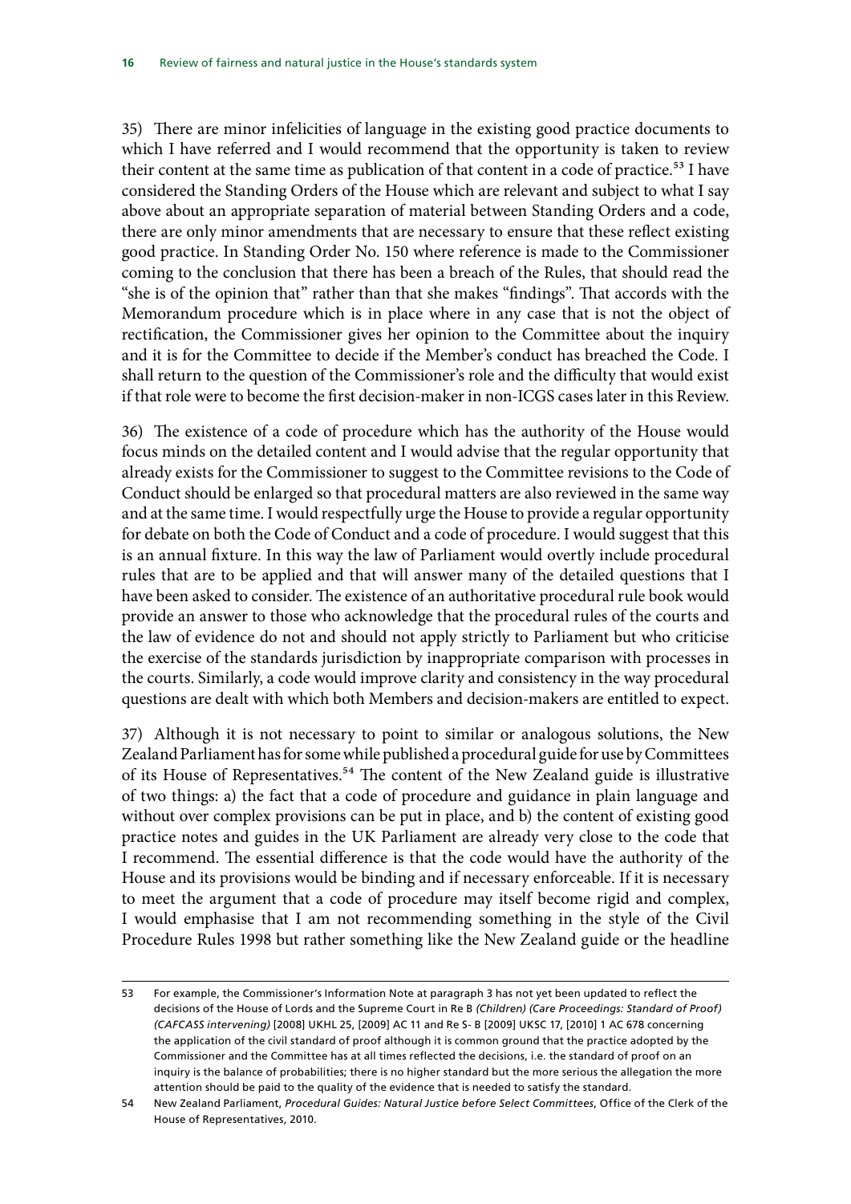35) There are minor infelicities of language in the existing good practice documents to which I have referred and I would recommend that the opportunity is taken to review their content at the same time as publication of that content in a code of practice.[53] I have considered the Standing Orders of the House which are relevant and subject to what I say above about an appropriate separation of material between Standing Orders and a code, there are only minor amendments that are necessary to ensure that these reflect existing good practice. In Standing Order No. 150 where reference is made to the Commissioner coming to the conclusion that there has been a breach of the Rules, that should read the "she is of the opinion that" rather than that she makes "findings". That accords with the Memorandum procedure which is in place where in any case that is not the object of rectification, the Commissioner gives her opinion to the Committee about the inquiry and it is for the Committee to decide if the Member's conduct has breached the Code. I shall return to the question of the Commissioner's role and the difficulty that would exist if that role were to become the first decision-maker in non-ICGS cases later in this Review.

36) The existence of a code of procedure which has the authority of the House would focus minds on the detailed content and I would advise that the regular opportunity that already exists for the Commissioner to suggest to the Committee revisions to the Code of Conduct should be enlarged so that procedural matters are also reviewed in the same way and at the same time. I would respectfully urge the House to provide a regular opportunity for debate on both the Code of Conduct and a code of procedure. I would suggest that this is an annual fixture. In this way the law of Parliament would overtly include procedural rules that are to be applied and that will answer many of the detailed questions that I have been asked to consider. The existence of an authoritative procedural rule book would provide an answer to those who acknowledge that the procedural rules of the courts and the law of evidence do not and should not apply strictly to Parliament but who criticise the exercise of the standards jurisdiction by inappropriate comparison with processes in the courts. Similarly, a code would improve clarity and consistency in the way procedural questions are dealt with which both Members and decision-makers are entitled to expect.

37) Although it is not necessary to point to similar or analogous solutions, the New Zealand Parliament has for some while published a procedural guide for use by Committees of its House of Representatives.[54] The content of the New Zealand guide is illustrative of two things: a) the fact that a code of procedure and guidance in plain language and without over complex provisions can be put in place, and b) the content of existing good practice notes and guides in the UK Parliament are already very close to the code that I recommend. The essential difference is that the code would have the authority of the House and its provisions would be binding and if necessary enforceable. If it is necessary to meet the argument that a code of procedure may itself become rigid and complex, I would emphasise that I am not recommending something in the style of the Civil Procedure Rules 1998 but rather something like the New Zealand guide or the headline

---

53 For example, the Commissioner's Information Note at paragraph 3 has not yet been updated to reflect the decisions of the House of Lords and the Supreme Court in Re B *(Children) (Care Proceedings: Standard of Proof) (CAFCASS intervening)* [2008] UKHL 25, [2009] AC 11 and Re S- B [2009] UKSC 17, [2010] 1 AC 678 concerning the application of the civil standard of proof although it is common ground that the practice adopted by the Commissioner and the Committee has at all times reflected the decisions, i.e. the standard of proof on an inquiry is the balance of probabilities; there is no higher standard but the more serious the allegation the more attention should be paid to the quality of the evidence that is needed to satisfy the standard.

54 New Zealand Parliament, *Procedural Guides: Natural Justice before Select Committees*, Office of the Clerk of the House of Representatives, 2010.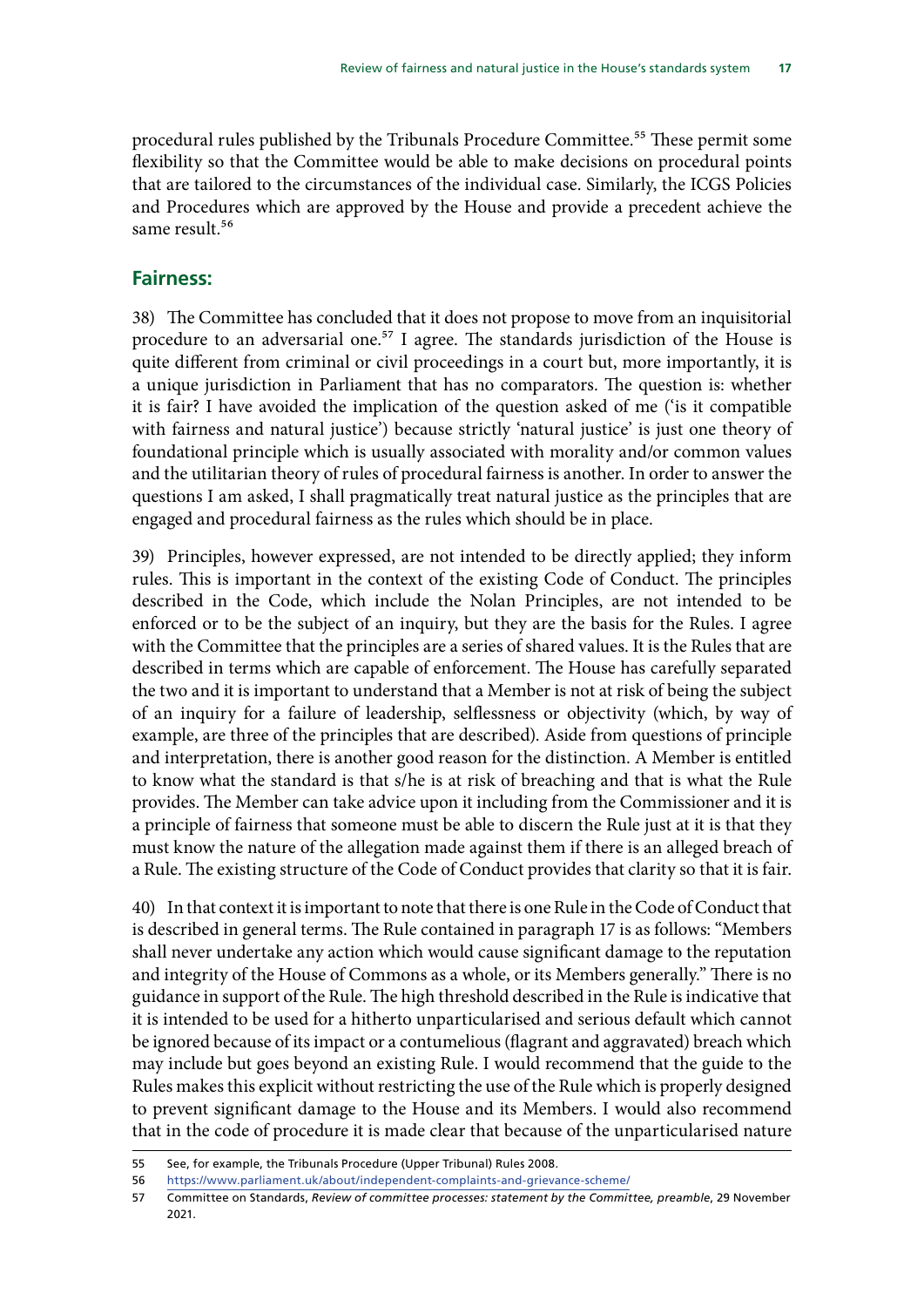procedural rules published by the Tribunals Procedure Committee.[55] These permit some flexibility so that the Committee would be able to make decisions on procedural points that are tailored to the circumstances of the individual case. Similarly, the ICGS Policies and Procedures which are approved by the House and provide a precedent achieve the same result.[56]

## Fairness:

38) The Committee has concluded that it does not propose to move from an inquisitorial procedure to an adversarial one.[57] I agree. The standards jurisdiction of the House is quite different from criminal or civil proceedings in a court but, more importantly, it is a unique jurisdiction in Parliament that has no comparators. The question is: whether it is fair? I have avoided the implication of the question asked of me ('is it compatible with fairness and natural justice') because strictly 'natural justice' is just one theory of foundational principle which is usually associated with morality and/or common values and the utilitarian theory of rules of procedural fairness is another. In order to answer the questions I am asked, I shall pragmatically treat natural justice as the principles that are engaged and procedural fairness as the rules which should be in place.

39) Principles, however expressed, are not intended to be directly applied; they inform rules. This is important in the context of the existing Code of Conduct. The principles described in the Code, which include the Nolan Principles, are not intended to be enforced or to be the subject of an inquiry, but they are the basis for the Rules. I agree with the Committee that the principles are a series of shared values. It is the Rules that are described in terms which are capable of enforcement. The House has carefully separated the two and it is important to understand that a Member is not at risk of being the subject of an inquiry for a failure of leadership, selflessness or objectivity (which, by way of example, are three of the principles that are described). Aside from questions of principle and interpretation, there is another good reason for the distinction. A Member is entitled to know what the standard is that s/he is at risk of breaching and that is what the Rule provides. The Member can take advice upon it including from the Commissioner and it is a principle of fairness that someone must be able to discern the Rule just at it is that they must know the nature of the allegation made against them if there is an alleged breach of a Rule. The existing structure of the Code of Conduct provides that clarity so that it is fair.

40) In that context it is important to note that there is one Rule in the Code of Conduct that is described in general terms. The Rule contained in paragraph 17 is as follows: "Members shall never undertake any action which would cause significant damage to the reputation and integrity of the House of Commons as a whole, or its Members generally." There is no guidance in support of the Rule. The high threshold described in the Rule is indicative that it is intended to be used for a hitherto unparticularised and serious default which cannot be ignored because of its impact or a contumelious (flagrant and aggravated) breach which may include but goes beyond an existing Rule. I would recommend that the guide to the Rules makes this explicit without restricting the use of the Rule which is properly designed to prevent significant damage to the House and its Members. I would also recommend that in the code of procedure it is made clear that because of the unparticularised nature

---

55 See, for example, the Tribunals Procedure (Upper Tribunal) Rules 2008.

56 https://www.parliament.uk/about/independent-complaints-and-grievance-scheme/

57 Committee on Standards, *Review of committee processes: statement by the Committee, preamble*, 29 November 2021.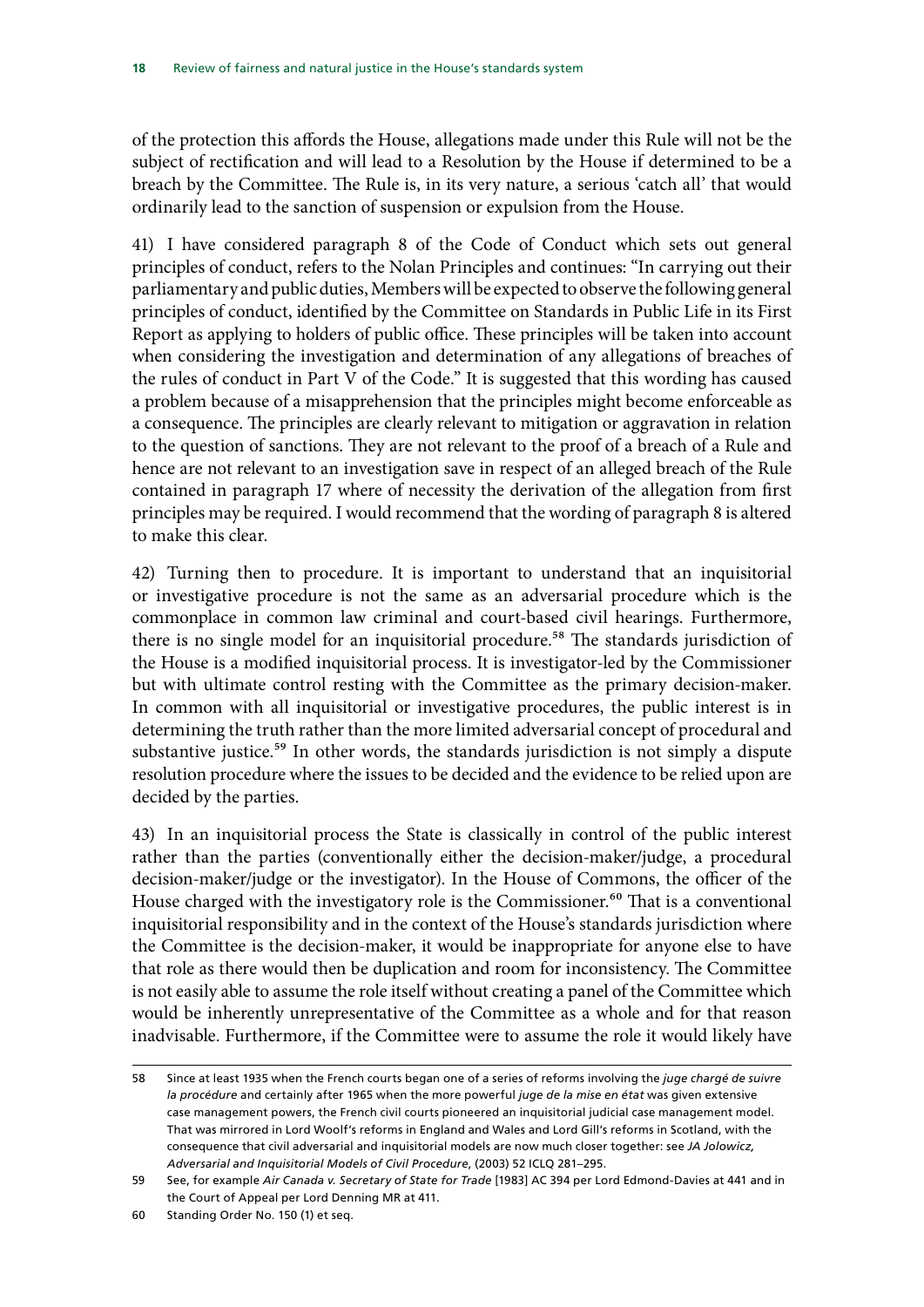of the protection this affords the House, allegations made under this Rule will not be the subject of rectification and will lead to a Resolution by the House if determined to be a breach by the Committee. The Rule is, in its very nature, a serious 'catch all' that would ordinarily lead to the sanction of suspension or expulsion from the House.

41) I have considered paragraph 8 of the Code of Conduct which sets out general principles of conduct, refers to the Nolan Principles and continues: "In carrying out their parliamentary and public duties, Members will be expected to observe the following general principles of conduct, identified by the Committee on Standards in Public Life in its First Report as applying to holders of public office. These principles will be taken into account when considering the investigation and determination of any allegations of breaches of the rules of conduct in Part V of the Code." It is suggested that this wording has caused a problem because of a misapprehension that the principles might become enforceable as a consequence. The principles are clearly relevant to mitigation or aggravation in relation to the question of sanctions. They are not relevant to the proof of a breach of a Rule and hence are not relevant to an investigation save in respect of an alleged breach of the Rule contained in paragraph 17 where of necessity the derivation of the allegation from first principles may be required. I would recommend that the wording of paragraph 8 is altered to make this clear.

42) Turning then to procedure. It is important to understand that an inquisitorial or investigative procedure is not the same as an adversarial procedure which is the commonplace in common law criminal and court-based civil hearings. Furthermore, there is no single model for an inquisitorial procedure.[58] The standards jurisdiction of the House is a modified inquisitorial process. It is investigator-led by the Commissioner but with ultimate control resting with the Committee as the primary decision-maker. In common with all inquisitorial or investigative procedures, the public interest is in determining the truth rather than the more limited adversarial concept of procedural and substantive justice.[59] In other words, the standards jurisdiction is not simply a dispute resolution procedure where the issues to be decided and the evidence to be relied upon are decided by the parties.

43) In an inquisitorial process the State is classically in control of the public interest rather than the parties (conventionally either the decision-maker/judge, a procedural decision-maker/judge or the investigator). In the House of Commons, the officer of the House charged with the investigatory role is the Commissioner.[60] That is a conventional inquisitorial responsibility and in the context of the House's standards jurisdiction where the Committee is the decision-maker, it would be inappropriate for anyone else to have that role as there would then be duplication and room for inconsistency. The Committee is not easily able to assume the role itself without creating a panel of the Committee which would be inherently unrepresentative of the Committee as a whole and for that reason inadvisable. Furthermore, if the Committee were to assume the role it would likely have

---

58 Since at least 1935 when the French courts began one of a series of reforms involving the *juge chargé de suivre la procédure* and certainly after 1965 when the more powerful *juge de la mise en état* was given extensive case management powers, the French civil courts pioneered an inquisitorial judicial case management model. That was mirrored in Lord Woolf's reforms in England and Wales and Lord Gill's reforms in Scotland, with the consequence that civil adversarial and inquisitorial models are now much closer together: see *JA Jolowicz, Adversarial and Inquisitorial Models of Civil Procedure*, (2003) 52 ICLQ 281–295.

59 See, for example *Air Canada v. Secretary of State for Trade* [1983] AC 394 per Lord Edmond-Davies at 441 and in the Court of Appeal per Lord Denning MR at 411.

60 Standing Order No. 150 (1) et seq.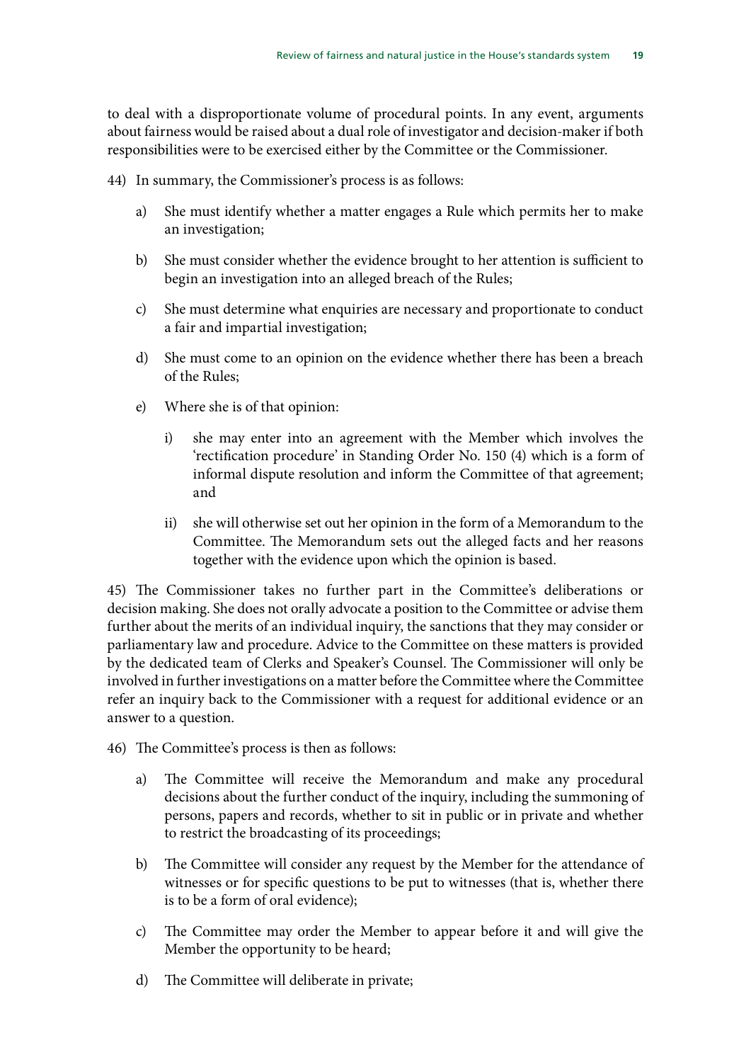to deal with a disproportionate volume of procedural points. In any event, arguments about fairness would be raised about a dual role of investigator and decision-maker if both responsibilities were to be exercised either by the Committee or the Commissioner.

44) In summary, the Commissioner's process is as follows:

   a) She must identify whether a matter engages a Rule which permits her to make an investigation;

   b) She must consider whether the evidence brought to her attention is sufficient to begin an investigation into an alleged breach of the Rules;

   c) She must determine what enquiries are necessary and proportionate to conduct a fair and impartial investigation;

   d) She must come to an opinion on the evidence whether there has been a breach of the Rules;

   e) Where she is of that opinion:

      i) she may enter into an agreement with the Member which involves the 'rectification procedure' in Standing Order No. 150 (4) which is a form of informal dispute resolution and inform the Committee of that agreement; and

      ii) she will otherwise set out her opinion in the form of a Memorandum to the Committee. The Memorandum sets out the alleged facts and her reasons together with the evidence upon which the opinion is based.

45) The Commissioner takes no further part in the Committee's deliberations or decision making. She does not orally advocate a position to the Committee or advise them further about the merits of an individual inquiry, the sanctions that they may consider or parliamentary law and procedure. Advice to the Committee on these matters is provided by the dedicated team of Clerks and Speaker's Counsel. The Commissioner will only be involved in further investigations on a matter before the Committee where the Committee refer an inquiry back to the Commissioner with a request for additional evidence or an answer to a question.

46) The Committee's process is then as follows:

   a) The Committee will receive the Memorandum and make any procedural decisions about the further conduct of the inquiry, including the summoning of persons, papers and records, whether to sit in public or in private and whether to restrict the broadcasting of its proceedings;

   b) The Committee will consider any request by the Member for the attendance of witnesses or for specific questions to be put to witnesses (that is, whether there is to be a form of oral evidence);

   c) The Committee may order the Member to appear before it and will give the Member the opportunity to be heard;

   d) The Committee will deliberate in private;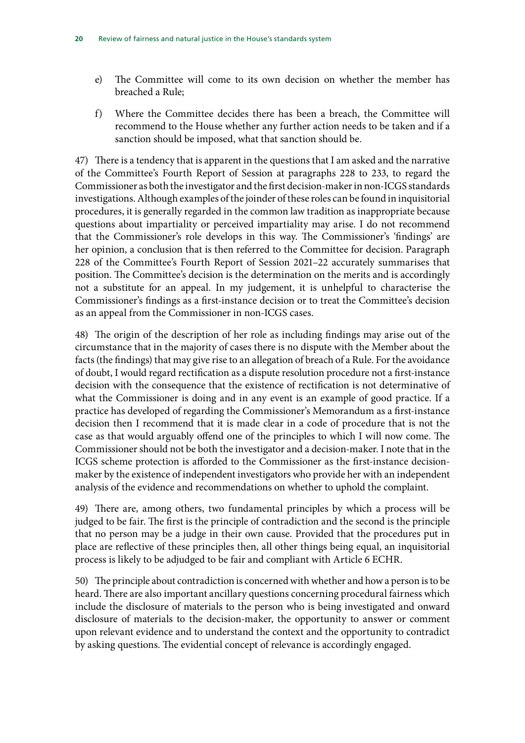e) The Committee will come to its own decision on whether the member has breached a Rule;

f) Where the Committee decides there has been a breach, the Committee will recommend to the House whether any further action needs to be taken and if a sanction should be imposed, what that sanction should be.

47) There is a tendency that is apparent in the questions that I am asked and the narrative of the Committee's Fourth Report of Session at paragraphs 228 to 233, to regard the Commissioner as both the investigator and the first decision-maker in non-ICGS standards investigations. Although examples of the joinder of these roles can be found in inquisitorial procedures, it is generally regarded in the common law tradition as inappropriate because questions about impartiality or perceived impartiality may arise. I do not recommend that the Commissioner's role develops in this way. The Commissioner's 'findings' are her opinion, a conclusion that is then referred to the Committee for decision. Paragraph 228 of the Committee's Fourth Report of Session 2021–22 accurately summarises that position. The Committee's decision is the determination on the merits and is accordingly not a substitute for an appeal. In my judgement, it is unhelpful to characterise the Commissioner's findings as a first-instance decision or to treat the Committee's decision as an appeal from the Commissioner in non-ICGS cases.

48) The origin of the description of her role as including findings may arise out of the circumstance that in the majority of cases there is no dispute with the Member about the facts (the findings) that may give rise to an allegation of breach of a Rule. For the avoidance of doubt, I would regard rectification as a dispute resolution procedure not a first-instance decision with the consequence that the existence of rectification is not determinative of what the Commissioner is doing and in any event is an example of good practice. If a practice has developed of regarding the Commissioner's Memorandum as a first-instance decision then I recommend that it is made clear in a code of procedure that is not the case as that would arguably offend one of the principles to which I will now come. The Commissioner should not be both the investigator and a decision-maker. I note that in the ICGS scheme protection is afforded to the Commissioner as the first-instance decision-maker by the existence of independent investigators who provide her with an independent analysis of the evidence and recommendations on whether to uphold the complaint.

49) There are, among others, two fundamental principles by which a process will be judged to be fair. The first is the principle of contradiction and the second is the principle that no person may be a judge in their own cause. Provided that the procedures put in place are reflective of these principles then, all other things being equal, an inquisitorial process is likely to be adjudged to be fair and compliant with Article 6 ECHR.

50) The principle about contradiction is concerned with whether and how a person is to be heard. There are also important ancillary questions concerning procedural fairness which include the disclosure of materials to the person who is being investigated and onward disclosure of materials to the decision-maker, the opportunity to answer or comment upon relevant evidence and to understand the context and the opportunity to contradict by asking questions. The evidential concept of relevance is accordingly engaged.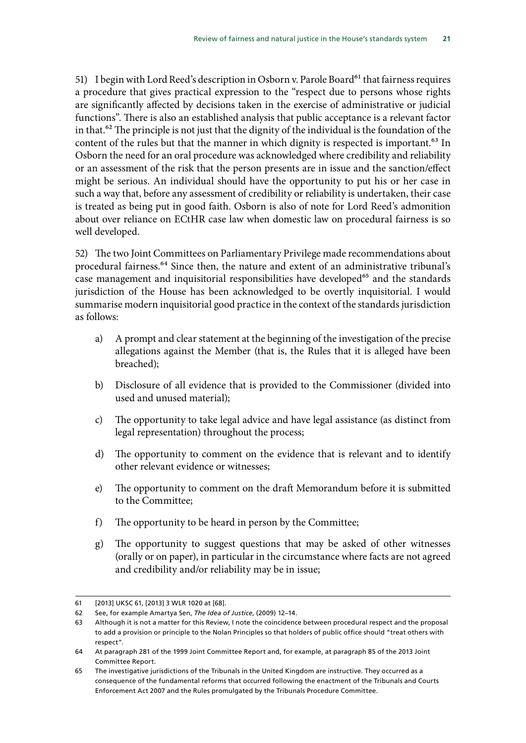51) I begin with Lord Reed's description in Osborn v. Parole Board[61] that fairness requires a procedure that gives practical expression to the "respect due to persons whose rights are significantly affected by decisions taken in the exercise of administrative or judicial functions". There is also an established analysis that public acceptance is a relevant factor in that.[62] The principle is not just that the dignity of the individual is the foundation of the content of the rules but that the manner in which dignity is respected is important.[63] In Osborn the need for an oral procedure was acknowledged where credibility and reliability or an assessment of the risk that the person presents are in issue and the sanction/effect might be serious. An individual should have the opportunity to put his or her case in such a way that, before any assessment of credibility or reliability is undertaken, their case is treated as being put in good faith. Osborn is also of note for Lord Reed's admonition about over reliance on ECtHR case law when domestic law on procedural fairness is so well developed.

52) The two Joint Committees on Parliamentary Privilege made recommendations about procedural fairness.[64] Since then, the nature and extent of an administrative tribunal's case management and inquisitorial responsibilities have developed[65] and the standards jurisdiction of the House has been acknowledged to be overtly inquisitorial. I would summarise modern inquisitorial good practice in the context of the standards jurisdiction as follows:

a) A prompt and clear statement at the beginning of the investigation of the precise allegations against the Member (that is, the Rules that it is alleged have been breached);

b) Disclosure of all evidence that is provided to the Commissioner (divided into used and unused material);

c) The opportunity to take legal advice and have legal assistance (as distinct from legal representation) throughout the process;

d) The opportunity to comment on the evidence that is relevant and to identify other relevant evidence or witnesses;

e) The opportunity to comment on the draft Memorandum before it is submitted to the Committee;

f) The opportunity to be heard in person by the Committee;

g) The opportunity to suggest questions that may be asked of other witnesses (orally or on paper), in particular in the circumstance where facts are not agreed and credibility and/or reliability may be in issue;

---

61 [2013] UKSC 61, [2013] 3 WLR 1020 at [68].

62 See, for example Amartya Sen, *The Idea of Justice*, (2009) 12–14.

63 Although it is not a matter for this Review, I note the coincidence between procedural respect and the proposal to add a provision or principle to the Nolan Principles so that holders of public office should "treat others with respect".

64 At paragraph 281 of the 1999 Joint Committee Report and, for example, at paragraph 85 of the 2013 Joint Committee Report.

65 The investigative jurisdictions of the Tribunals in the United Kingdom are instructive. They occurred as a consequence of the fundamental reforms that occurred following the enactment of the Tribunals and Courts Enforcement Act 2007 and the Rules promulgated by the Tribunals Procedure Committee.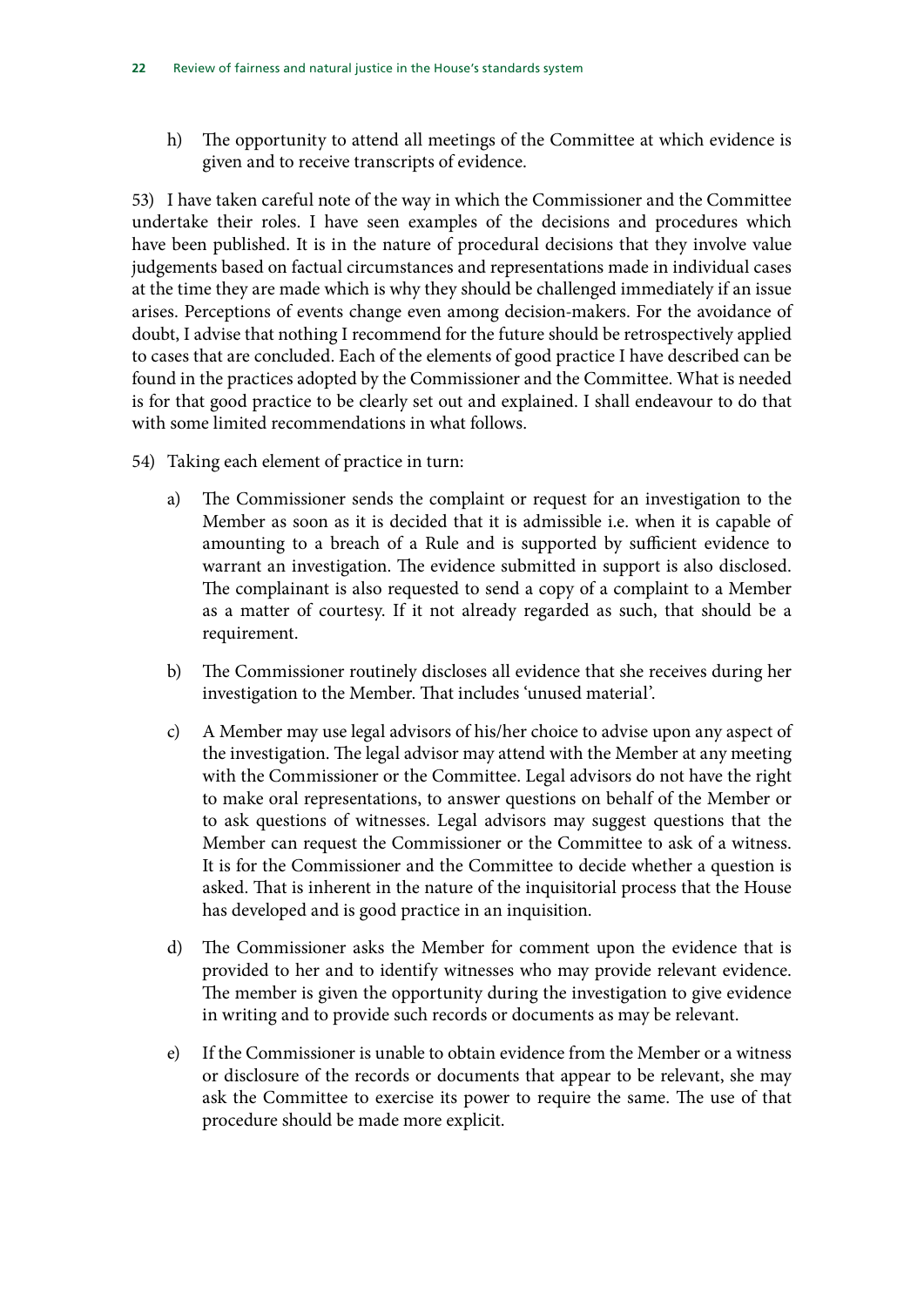h) The opportunity to attend all meetings of the Committee at which evidence is given and to receive transcripts of evidence.

53) I have taken careful note of the way in which the Commissioner and the Committee undertake their roles. I have seen examples of the decisions and procedures which have been published. It is in the nature of procedural decisions that they involve value judgements based on factual circumstances and representations made in individual cases at the time they are made which is why they should be challenged immediately if an issue arises. Perceptions of events change even among decision-makers. For the avoidance of doubt, I advise that nothing I recommend for the future should be retrospectively applied to cases that are concluded. Each of the elements of good practice I have described can be found in the practices adopted by the Commissioner and the Committee. What is needed is for that good practice to be clearly set out and explained. I shall endeavour to do that with some limited recommendations in what follows.

54) Taking each element of practice in turn:

a) The Commissioner sends the complaint or request for an investigation to the Member as soon as it is decided that it is admissible i.e. when it is capable of amounting to a breach of a Rule and is supported by sufficient evidence to warrant an investigation. The evidence submitted in support is also disclosed. The complainant is also requested to send a copy of a complaint to a Member as a matter of courtesy. If it not already regarded as such, that should be a requirement.

b) The Commissioner routinely discloses all evidence that she receives during her investigation to the Member. That includes 'unused material'.

c) A Member may use legal advisors of his/her choice to advise upon any aspect of the investigation. The legal advisor may attend with the Member at any meeting with the Commissioner or the Committee. Legal advisors do not have the right to make oral representations, to answer questions on behalf of the Member or to ask questions of witnesses. Legal advisors may suggest questions that the Member can request the Commissioner or the Committee to ask of a witness. It is for the Commissioner and the Committee to decide whether a question is asked. That is inherent in the nature of the inquisitorial process that the House has developed and is good practice in an inquisition.

d) The Commissioner asks the Member for comment upon the evidence that is provided to her and to identify witnesses who may provide relevant evidence. The member is given the opportunity during the investigation to give evidence in writing and to provide such records or documents as may be relevant.

e) If the Commissioner is unable to obtain evidence from the Member or a witness or disclosure of the records or documents that appear to be relevant, she may ask the Committee to exercise its power to require the same. The use of that procedure should be made more explicit.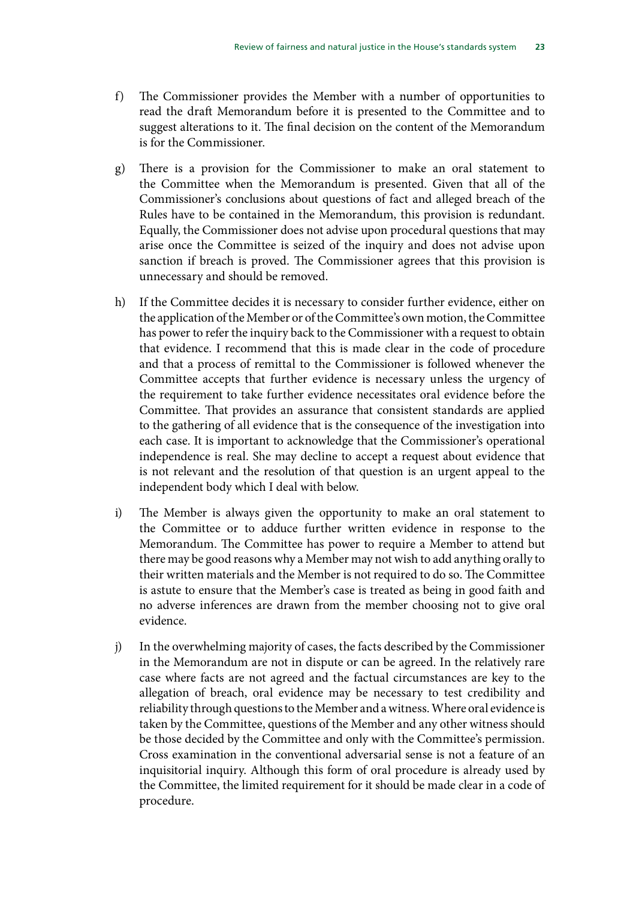f) The Commissioner provides the Member with a number of opportunities to read the draft Memorandum before it is presented to the Committee and to suggest alterations to it. The final decision on the content of the Memorandum is for the Commissioner.

g) There is a provision for the Commissioner to make an oral statement to the Committee when the Memorandum is presented. Given that all of the Commissioner's conclusions about questions of fact and alleged breach of the Rules have to be contained in the Memorandum, this provision is redundant. Equally, the Commissioner does not advise upon procedural questions that may arise once the Committee is seized of the inquiry and does not advise upon sanction if breach is proved. The Commissioner agrees that this provision is unnecessary and should be removed.

h) If the Committee decides it is necessary to consider further evidence, either on the application of the Member or of the Committee's own motion, the Committee has power to refer the inquiry back to the Commissioner with a request to obtain that evidence. I recommend that this is made clear in the code of procedure and that a process of remittal to the Commissioner is followed whenever the Committee accepts that further evidence is necessary unless the urgency of the requirement to take further evidence necessitates oral evidence before the Committee. That provides an assurance that consistent standards are applied to the gathering of all evidence that is the consequence of the investigation into each case. It is important to acknowledge that the Commissioner's operational independence is real. She may decline to accept a request about evidence that is not relevant and the resolution of that question is an urgent appeal to the independent body which I deal with below.

i) The Member is always given the opportunity to make an oral statement to the Committee or to adduce further written evidence in response to the Memorandum. The Committee has power to require a Member to attend but there may be good reasons why a Member may not wish to add anything orally to their written materials and the Member is not required to do so. The Committee is astute to ensure that the Member's case is treated as being in good faith and no adverse inferences are drawn from the member choosing not to give oral evidence.

j) In the overwhelming majority of cases, the facts described by the Commissioner in the Memorandum are not in dispute or can be agreed. In the relatively rare case where facts are not agreed and the factual circumstances are key to the allegation of breach, oral evidence may be necessary to test credibility and reliability through questions to the Member and a witness. Where oral evidence is taken by the Committee, questions of the Member and any other witness should be those decided by the Committee and only with the Committee's permission. Cross examination in the conventional adversarial sense is not a feature of an inquisitorial inquiry. Although this form of oral procedure is already used by the Committee, the limited requirement for it should be made clear in a code of procedure.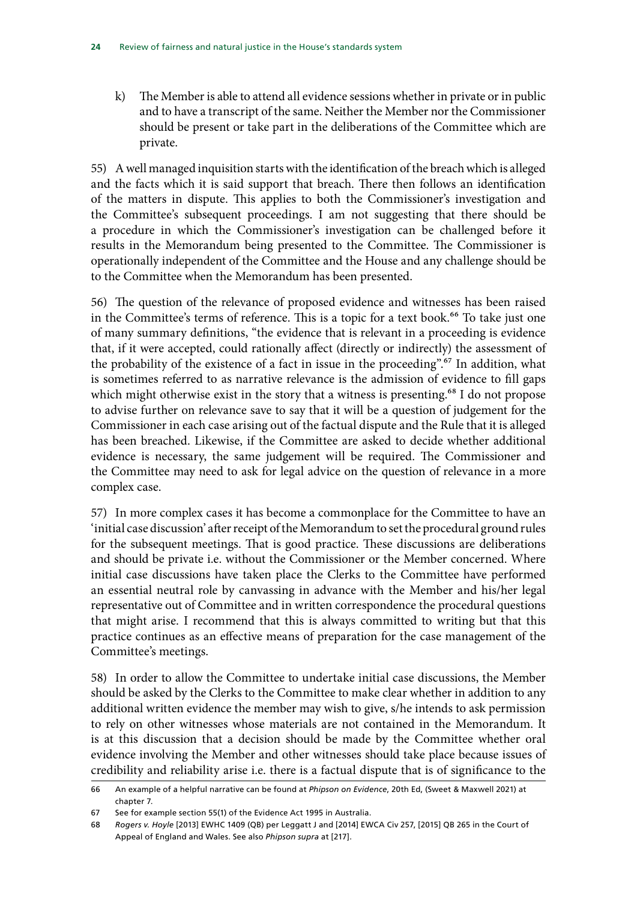k) The Member is able to attend all evidence sessions whether in private or in public and to have a transcript of the same. Neither the Member nor the Commissioner should be present or take part in the deliberations of the Committee which are private.

55) A well managed inquisition starts with the identification of the breach which is alleged and the facts which it is said support that breach. There then follows an identification of the matters in dispute. This applies to both the Commissioner's investigation and the Committee's subsequent proceedings. I am not suggesting that there should be a procedure in which the Commissioner's investigation can be challenged before it results in the Memorandum being presented to the Committee. The Commissioner is operationally independent of the Committee and the House and any challenge should be to the Committee when the Memorandum has been presented.

56) The question of the relevance of proposed evidence and witnesses has been raised in the Committee's terms of reference. This is a topic for a text book.[66] To take just one of many summary definitions, "the evidence that is relevant in a proceeding is evidence that, if it were accepted, could rationally affect (directly or indirectly) the assessment of the probability of the existence of a fact in issue in the proceeding".[67] In addition, what is sometimes referred to as narrative relevance is the admission of evidence to fill gaps which might otherwise exist in the story that a witness is presenting.[68] I do not propose to advise further on relevance save to say that it will be a question of judgement for the Commissioner in each case arising out of the factual dispute and the Rule that it is alleged has been breached. Likewise, if the Committee are asked to decide whether additional evidence is necessary, the same judgement will be required. The Commissioner and the Committee may need to ask for legal advice on the question of relevance in a more complex case.

57) In more complex cases it has become a commonplace for the Committee to have an 'initial case discussion' after receipt of the Memorandum to set the procedural ground rules for the subsequent meetings. That is good practice. These discussions are deliberations and should be private i.e. without the Commissioner or the Member concerned. Where initial case discussions have taken place the Clerks to the Committee have performed an essential neutral role by canvassing in advance with the Member and his/her legal representative out of Committee and in written correspondence the procedural questions that might arise. I recommend that this is always committed to writing but that this practice continues as an effective means of preparation for the case management of the Committee's meetings.

58) In order to allow the Committee to undertake initial case discussions, the Member should be asked by the Clerks to the Committee to make clear whether in addition to any additional written evidence the member may wish to give, s/he intends to ask permission to rely on other witnesses whose materials are not contained in the Memorandum. It is at this discussion that a decision should be made by the Committee whether oral evidence involving the Member and other witnesses should take place because issues of credibility and reliability arise i.e. there is a factual dispute that is of significance to the

66 An example of a helpful narrative can be found at *Phipson on Evidence*, 20th Ed, (Sweet & Maxwell 2021) at chapter 7.

67 See for example section 55(1) of the Evidence Act 1995 in Australia.

68 *Rogers v. Hoyle* [2013] EWHC 1409 (QB) per Leggatt J and [2014] EWCA Civ 257, [2015] QB 265 in the Court of Appeal of England and Wales. See also *Phipson supra* at [217].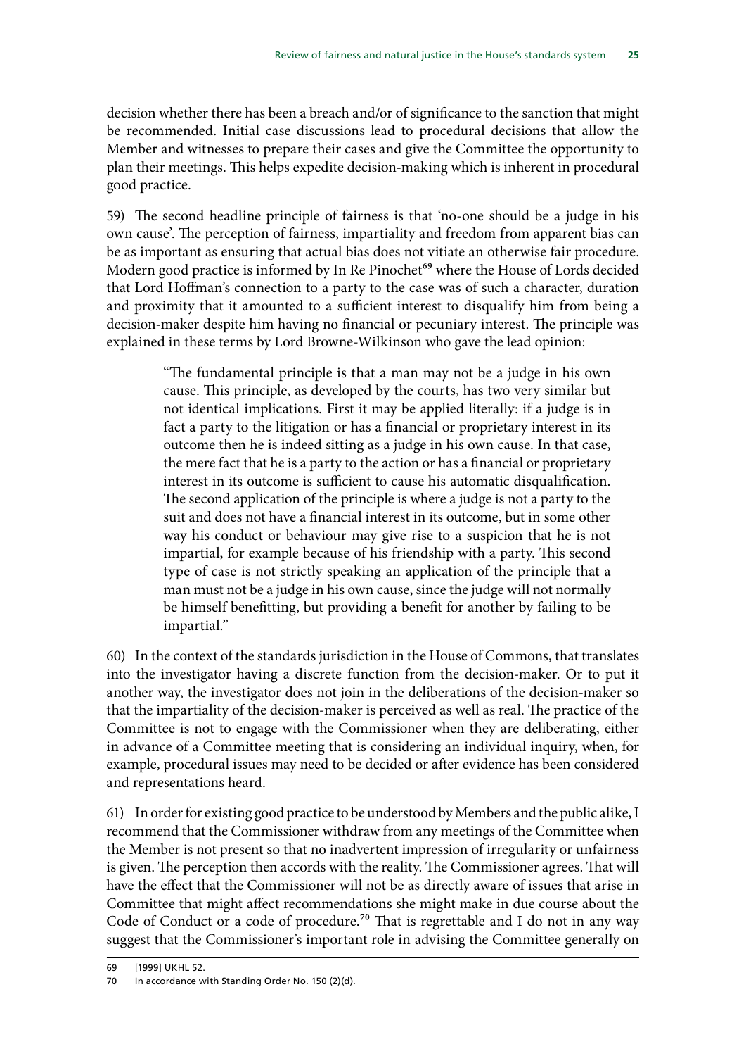decision whether there has been a breach and/or of significance to the sanction that might be recommended. Initial case discussions lead to procedural decisions that allow the Member and witnesses to prepare their cases and give the Committee the opportunity to plan their meetings. This helps expedite decision-making which is inherent in procedural good practice.

59) The second headline principle of fairness is that 'no-one should be a judge in his own cause'. The perception of fairness, impartiality and freedom from apparent bias can be as important as ensuring that actual bias does not vitiate an otherwise fair procedure. Modern good practice is informed by In Re Pinochet[69] where the House of Lords decided that Lord Hoffman's connection to a party to the case was of such a character, duration and proximity that it amounted to a sufficient interest to disqualify him from being a decision-maker despite him having no financial or pecuniary interest. The principle was explained in these terms by Lord Browne-Wilkinson who gave the lead opinion:

> "The fundamental principle is that a man may not be a judge in his own cause. This principle, as developed by the courts, has two very similar but not identical implications. First it may be applied literally: if a judge is in fact a party to the litigation or has a financial or proprietary interest in its outcome then he is indeed sitting as a judge in his own cause. In that case, the mere fact that he is a party to the action or has a financial or proprietary interest in its outcome is sufficient to cause his automatic disqualification. The second application of the principle is where a judge is not a party to the suit and does not have a financial interest in its outcome, but in some other way his conduct or behaviour may give rise to a suspicion that he is not impartial, for example because of his friendship with a party. This second type of case is not strictly speaking an application of the principle that a man must not be a judge in his own cause, since the judge will not normally be himself benefitting, but providing a benefit for another by failing to be impartial."

60) In the context of the standards jurisdiction in the House of Commons, that translates into the investigator having a discrete function from the decision-maker. Or to put it another way, the investigator does not join in the deliberations of the decision-maker so that the impartiality of the decision-maker is perceived as well as real. The practice of the Committee is not to engage with the Commissioner when they are deliberating, either in advance of a Committee meeting that is considering an individual inquiry, when, for example, procedural issues may need to be decided or after evidence has been considered and representations heard.

61) In order for existing good practice to be understood by Members and the public alike, I recommend that the Commissioner withdraw from any meetings of the Committee when the Member is not present so that no inadvertent impression of irregularity or unfairness is given. The perception then accords with the reality. The Commissioner agrees. That will have the effect that the Commissioner will not be as directly aware of issues that arise in Committee that might affect recommendations she might make in due course about the Code of Conduct or a code of procedure.[70] That is regrettable and I do not in any way suggest that the Commissioner's important role in advising the Committee generally on

69 [1999] UKHL 52.

70 In accordance with Standing Order No. 150 (2)(d).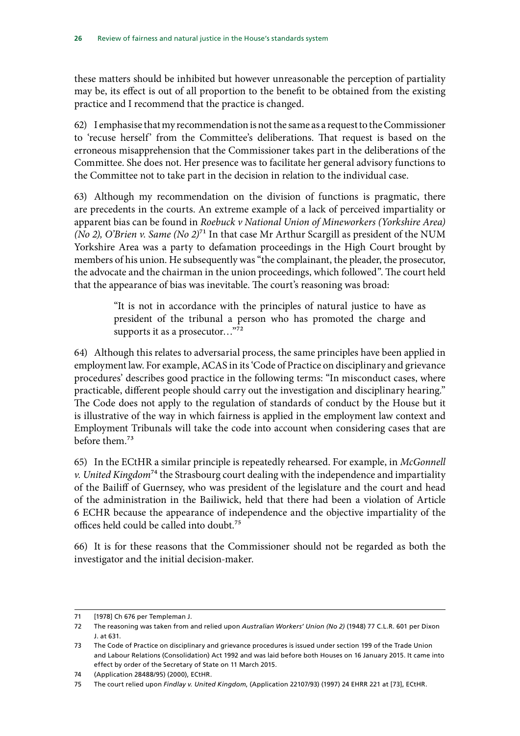these matters should be inhibited but however unreasonable the perception of partiality may be, its effect is out of all proportion to the benefit to be obtained from the existing practice and I recommend that the practice is changed.

62) I emphasise that my recommendation is not the same as a request to the Commissioner to 'recuse herself' from the Committee's deliberations. That request is based on the erroneous misapprehension that the Commissioner takes part in the deliberations of the Committee. She does not. Her presence was to facilitate her general advisory functions to the Committee not to take part in the decision in relation to the individual case.

63) Although my recommendation on the division of functions is pragmatic, there are precedents in the courts. An extreme example of a lack of perceived impartiality or apparent bias can be found in *Roebuck v National Union of Mineworkers (Yorkshire Area) (No 2), O'Brien v. Same (No 2)*[71] In that case Mr Arthur Scargill as president of the NUM Yorkshire Area was a party to defamation proceedings in the High Court brought by members of his union. He subsequently was "the complainant, the pleader, the prosecutor, the advocate and the chairman in the union proceedings, which followed". The court held that the appearance of bias was inevitable. The court's reasoning was broad:

> "It is not in accordance with the principles of natural justice to have as president of the tribunal a person who has promoted the charge and supports it as a prosecutor…"[72]

64) Although this relates to adversarial process, the same principles have been applied in employment law. For example, ACAS in its 'Code of Practice on disciplinary and grievance procedures' describes good practice in the following terms: "In misconduct cases, where practicable, different people should carry out the investigation and disciplinary hearing." The Code does not apply to the regulation of standards of conduct by the House but it is illustrative of the way in which fairness is applied in the employment law context and Employment Tribunals will take the code into account when considering cases that are before them.[73]

65) In the ECtHR a similar principle is repeatedly rehearsed. For example, in *McGonnell v. United Kingdom*[74] the Strasbourg court dealing with the independence and impartiality of the Bailiff of Guernsey, who was president of the legislature and the court and head of the administration in the Bailiwick, held that there had been a violation of Article 6 ECHR because the appearance of independence and the objective impartiality of the offices held could be called into doubt.[75]

66) It is for these reasons that the Commissioner should not be regarded as both the investigator and the initial decision-maker.

---

71 [1978] Ch 676 per Templeman J.

72 The reasoning was taken from and relied upon *Australian Workers' Union (No 2)* (1948) 77 C.L.R. 601 per Dixon J. at 631.

73 The Code of Practice on disciplinary and grievance procedures is issued under section 199 of the Trade Union and Labour Relations (Consolidation) Act 1992 and was laid before both Houses on 16 January 2015. It came into effect by order of the Secretary of State on 11 March 2015.

74 (Application 28488/95) (2000), ECtHR.

75 The court relied upon *Findlay v. United Kingdom*, (Application 22107/93) (1997) 24 EHRR 221 at [73], ECtHR.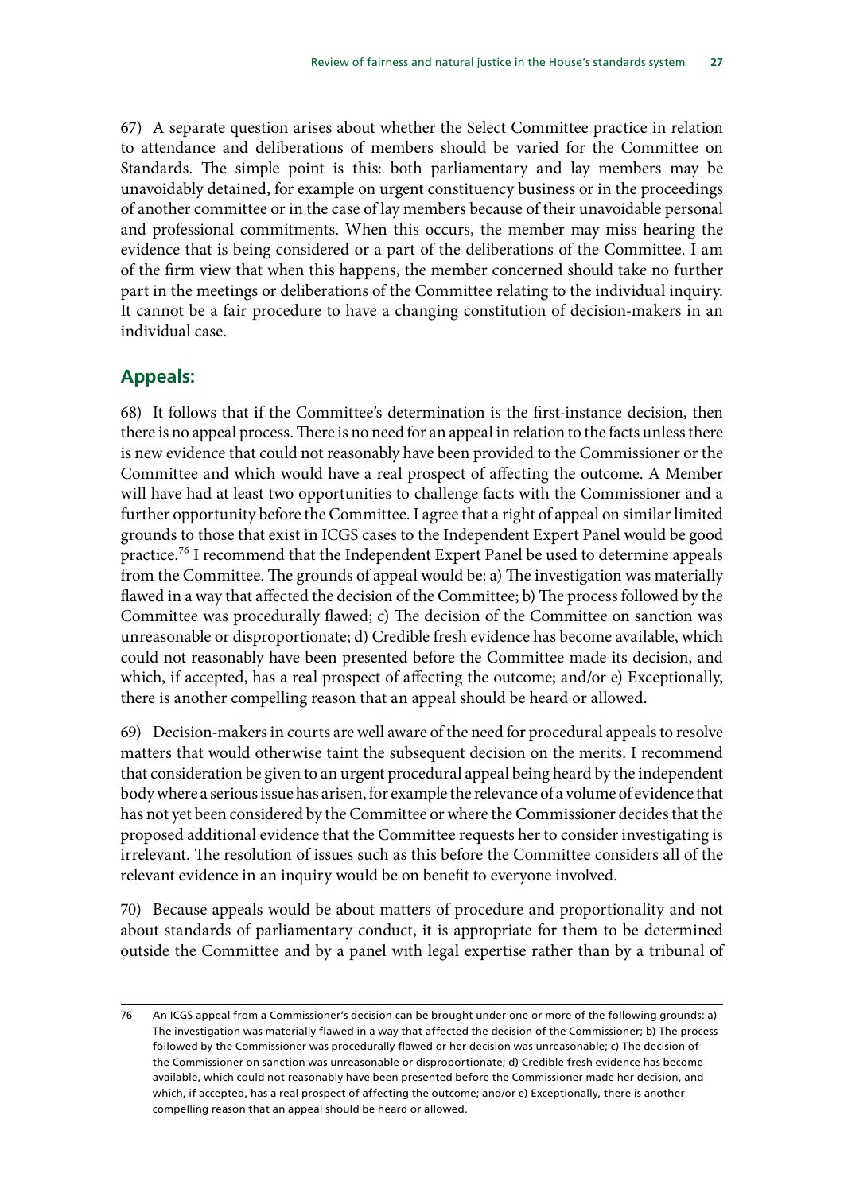67) A separate question arises about whether the Select Committee practice in relation to attendance and deliberations of members should be varied for the Committee on Standards. The simple point is this: both parliamentary and lay members may be unavoidably detained, for example on urgent constituency business or in the proceedings of another committee or in the case of lay members because of their unavoidable personal and professional commitments. When this occurs, the member may miss hearing the evidence that is being considered or a part of the deliberations of the Committee. I am of the firm view that when this happens, the member concerned should take no further part in the meetings or deliberations of the Committee relating to the individual inquiry. It cannot be a fair procedure to have a changing constitution of decision-makers in an individual case.

## Appeals:

68) It follows that if the Committee's determination is the first-instance decision, then there is no appeal process. There is no need for an appeal in relation to the facts unless there is new evidence that could not reasonably have been provided to the Commissioner or the Committee and which would have a real prospect of affecting the outcome. A Member will have had at least two opportunities to challenge facts with the Commissioner and a further opportunity before the Committee. I agree that a right of appeal on similar limited grounds to those that exist in ICGS cases to the Independent Expert Panel would be good practice.[76] I recommend that the Independent Expert Panel be used to determine appeals from the Committee. The grounds of appeal would be: a) The investigation was materially flawed in a way that affected the decision of the Committee; b) The process followed by the Committee was procedurally flawed; c) The decision of the Committee on sanction was unreasonable or disproportionate; d) Credible fresh evidence has become available, which could not reasonably have been presented before the Committee made its decision, and which, if accepted, has a real prospect of affecting the outcome; and/or e) Exceptionally, there is another compelling reason that an appeal should be heard or allowed.

69) Decision-makers in courts are well aware of the need for procedural appeals to resolve matters that would otherwise taint the subsequent decision on the merits. I recommend that consideration be given to an urgent procedural appeal being heard by the independent body where a serious issue has arisen, for example the relevance of a volume of evidence that has not yet been considered by the Committee or where the Commissioner decides that the proposed additional evidence that the Committee requests her to consider investigating is irrelevant. The resolution of issues such as this before the Committee considers all of the relevant evidence in an inquiry would be on benefit to everyone involved.

70) Because appeals would be about matters of procedure and proportionality and not about standards of parliamentary conduct, it is appropriate for them to be determined outside the Committee and by a panel with legal expertise rather than by a tribunal of

---

76 An ICGS appeal from a Commissioner's decision can be brought under one or more of the following grounds: a) The investigation was materially flawed in a way that affected the decision of the Commissioner; b) The process followed by the Commissioner was procedurally flawed or her decision was unreasonable; c) The decision of the Commissioner on sanction was unreasonable or disproportionate; d) Credible fresh evidence has become available, which could not reasonably have been presented before the Commissioner made her decision, and which, if accepted, has a real prospect of affecting the outcome; and/or e) Exceptionally, there is another compelling reason that an appeal should be heard or allowed.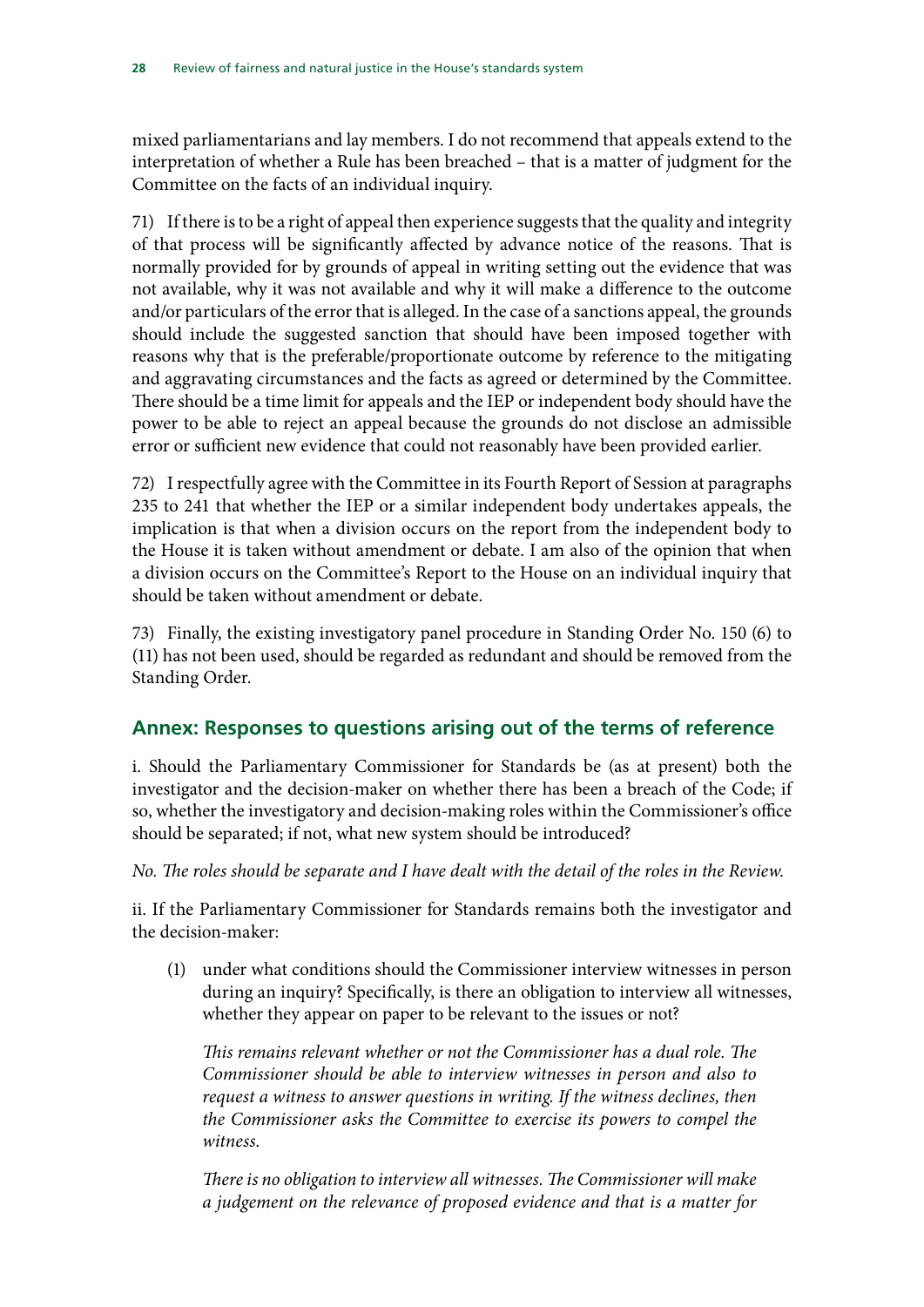mixed parliamentarians and lay members. I do not recommend that appeals extend to the interpretation of whether a Rule has been breached – that is a matter of judgment for the Committee on the facts of an individual inquiry.

71) If there is to be a right of appeal then experience suggests that the quality and integrity of that process will be significantly affected by advance notice of the reasons. That is normally provided for by grounds of appeal in writing setting out the evidence that was not available, why it was not available and why it will make a difference to the outcome and/or particulars of the error that is alleged. In the case of a sanctions appeal, the grounds should include the suggested sanction that should have been imposed together with reasons why that is the preferable/proportionate outcome by reference to the mitigating and aggravating circumstances and the facts as agreed or determined by the Committee. There should be a time limit for appeals and the IEP or independent body should have the power to be able to reject an appeal because the grounds do not disclose an admissible error or sufficient new evidence that could not reasonably have been provided earlier.

72) I respectfully agree with the Committee in its Fourth Report of Session at paragraphs 235 to 241 that whether the IEP or a similar independent body undertakes appeals, the implication is that when a division occurs on the report from the independent body to the House it is taken without amendment or debate. I am also of the opinion that when a division occurs on the Committee's Report to the House on an individual inquiry that should be taken without amendment or debate.

73) Finally, the existing investigatory panel procedure in Standing Order No. 150 (6) to (11) has not been used, should be regarded as redundant and should be removed from the Standing Order.

## Annex: Responses to questions arising out of the terms of reference

i. Should the Parliamentary Commissioner for Standards be (as at present) both the investigator and the decision-maker on whether there has been a breach of the Code; if so, whether the investigatory and decision-making roles within the Commissioner's office should be separated; if not, what new system should be introduced?

*No. The roles should be separate and I have dealt with the detail of the roles in the Review.*

ii. If the Parliamentary Commissioner for Standards remains both the investigator and the decision-maker:

(1) under what conditions should the Commissioner interview witnesses in person during an inquiry? Specifically, is there an obligation to interview all witnesses, whether they appear on paper to be relevant to the issues or not?

*This remains relevant whether or not the Commissioner has a dual role. The Commissioner should be able to interview witnesses in person and also to request a witness to answer questions in writing. If the witness declines, then the Commissioner asks the Committee to exercise its powers to compel the witness.*

*There is no obligation to interview all witnesses. The Commissioner will make a judgement on the relevance of proposed evidence and that is a matter for*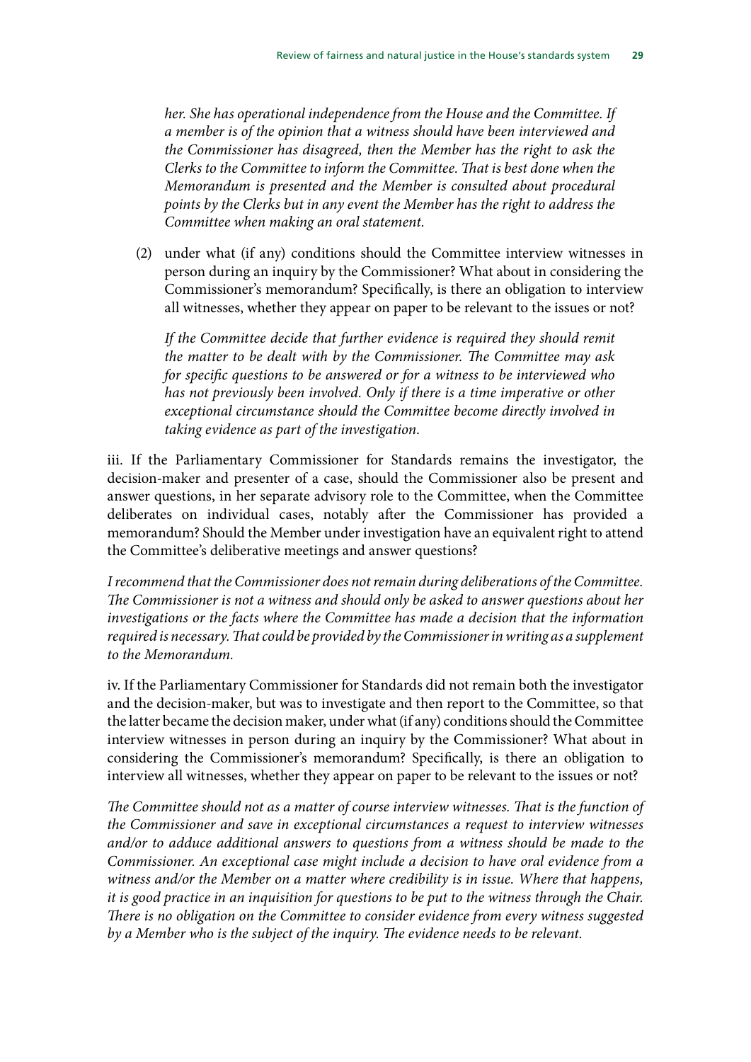*her. She has operational independence from the House and the Committee. If a member is of the opinion that a witness should have been interviewed and the Commissioner has disagreed, then the Member has the right to ask the Clerks to the Committee to inform the Committee. That is best done when the Memorandum is presented and the Member is consulted about procedural points by the Clerks but in any event the Member has the right to address the Committee when making an oral statement.*

(2) under what (if any) conditions should the Committee interview witnesses in person during an inquiry by the Commissioner? What about in considering the Commissioner's memorandum? Specifically, is there an obligation to interview all witnesses, whether they appear on paper to be relevant to the issues or not?

*If the Committee decide that further evidence is required they should remit the matter to be dealt with by the Commissioner. The Committee may ask for specific questions to be answered or for a witness to be interviewed who has not previously been involved. Only if there is a time imperative or other exceptional circumstance should the Committee become directly involved in taking evidence as part of the investigation.*

iii. If the Parliamentary Commissioner for Standards remains the investigator, the decision-maker and presenter of a case, should the Commissioner also be present and answer questions, in her separate advisory role to the Committee, when the Committee deliberates on individual cases, notably after the Commissioner has provided a memorandum? Should the Member under investigation have an equivalent right to attend the Committee's deliberative meetings and answer questions?

*I recommend that the Commissioner does not remain during deliberations of the Committee. The Commissioner is not a witness and should only be asked to answer questions about her investigations or the facts where the Committee has made a decision that the information required is necessary. That could be provided by the Commissioner in writing as a supplement to the Memorandum.*

iv. If the Parliamentary Commissioner for Standards did not remain both the investigator and the decision-maker, but was to investigate and then report to the Committee, so that the latter became the decision maker, under what (if any) conditions should the Committee interview witnesses in person during an inquiry by the Commissioner? What about in considering the Commissioner's memorandum? Specifically, is there an obligation to interview all witnesses, whether they appear on paper to be relevant to the issues or not?

*The Committee should not as a matter of course interview witnesses. That is the function of the Commissioner and save in exceptional circumstances a request to interview witnesses and/or to adduce additional answers to questions from a witness should be made to the Commissioner. An exceptional case might include a decision to have oral evidence from a witness and/or the Member on a matter where credibility is in issue. Where that happens, it is good practice in an inquisition for questions to be put to the witness through the Chair. There is no obligation on the Committee to consider evidence from every witness suggested by a Member who is the subject of the inquiry. The evidence needs to be relevant.*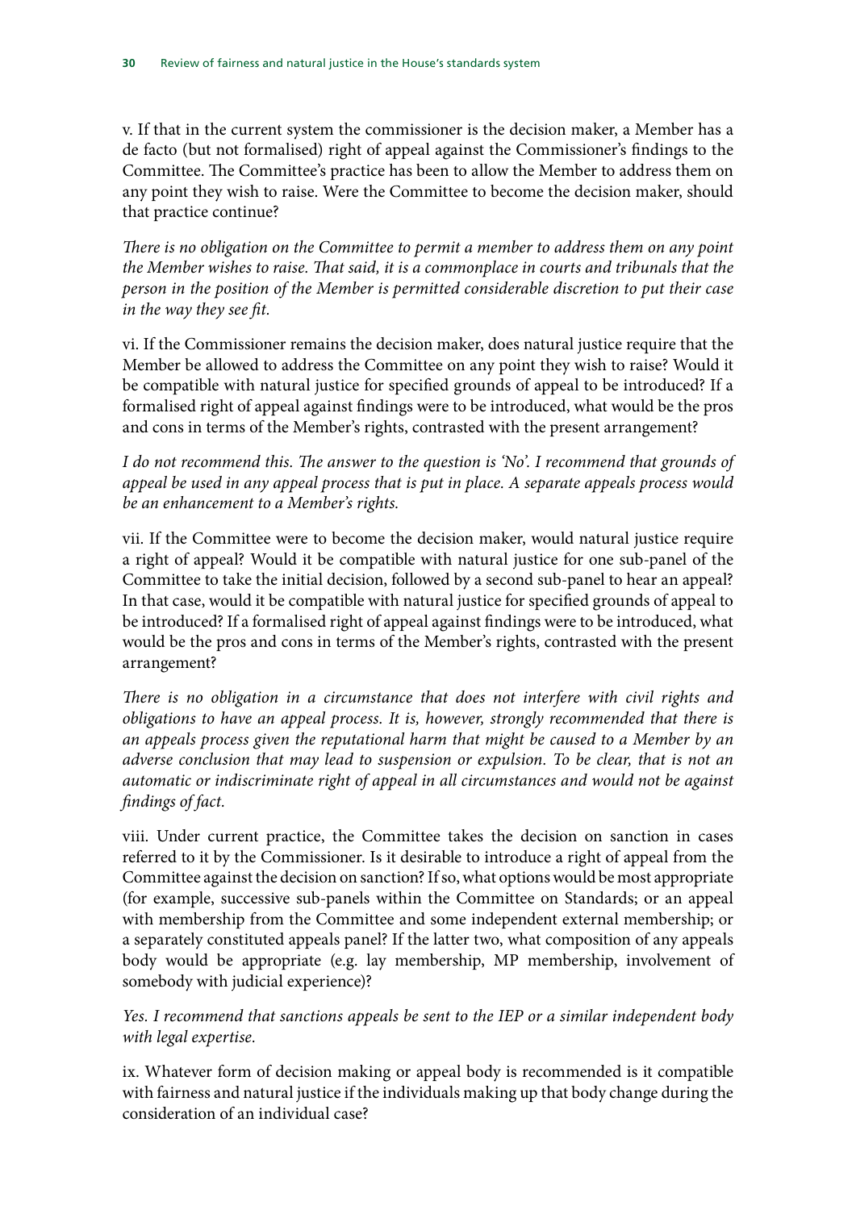v. If that in the current system the commissioner is the decision maker, a Member has a de facto (but not formalised) right of appeal against the Commissioner's findings to the Committee. The Committee's practice has been to allow the Member to address them on any point they wish to raise. Were the Committee to become the decision maker, should that practice continue?

*There is no obligation on the Committee to permit a member to address them on any point the Member wishes to raise. That said, it is a commonplace in courts and tribunals that the person in the position of the Member is permitted considerable discretion to put their case in the way they see fit.*

vi. If the Commissioner remains the decision maker, does natural justice require that the Member be allowed to address the Committee on any point they wish to raise? Would it be compatible with natural justice for specified grounds of appeal to be introduced? If a formalised right of appeal against findings were to be introduced, what would be the pros and cons in terms of the Member's rights, contrasted with the present arrangement?

*I do not recommend this. The answer to the question is 'No'. I recommend that grounds of appeal be used in any appeal process that is put in place. A separate appeals process would be an enhancement to a Member's rights.*

vii. If the Committee were to become the decision maker, would natural justice require a right of appeal? Would it be compatible with natural justice for one sub-panel of the Committee to take the initial decision, followed by a second sub-panel to hear an appeal? In that case, would it be compatible with natural justice for specified grounds of appeal to be introduced? If a formalised right of appeal against findings were to be introduced, what would be the pros and cons in terms of the Member's rights, contrasted with the present arrangement?

*There is no obligation in a circumstance that does not interfere with civil rights and obligations to have an appeal process. It is, however, strongly recommended that there is an appeals process given the reputational harm that might be caused to a Member by an adverse conclusion that may lead to suspension or expulsion. To be clear, that is not an automatic or indiscriminate right of appeal in all circumstances and would not be against findings of fact.*

viii. Under current practice, the Committee takes the decision on sanction in cases referred to it by the Commissioner. Is it desirable to introduce a right of appeal from the Committee against the decision on sanction? If so, what options would be most appropriate (for example, successive sub-panels within the Committee on Standards; or an appeal with membership from the Committee and some independent external membership; or a separately constituted appeals panel? If the latter two, what composition of any appeals body would be appropriate (e.g. lay membership, MP membership, involvement of somebody with judicial experience)?

*Yes. I recommend that sanctions appeals be sent to the IEP or a similar independent body with legal expertise.*

ix. Whatever form of decision making or appeal body is recommended is it compatible with fairness and natural justice if the individuals making up that body change during the consideration of an individual case?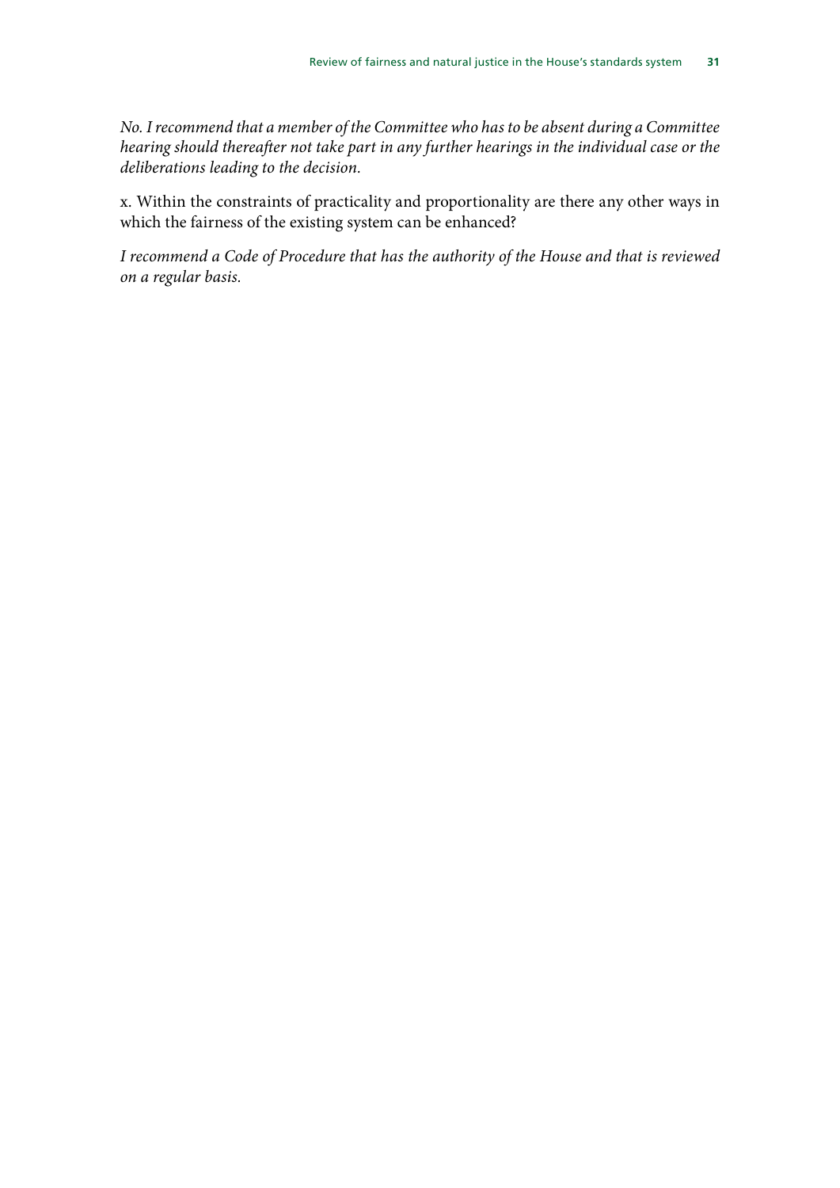*No. I recommend that a member of the Committee who has to be absent during a Committee hearing should thereafter not take part in any further hearings in the individual case or the deliberations leading to the decision.*

x. Within the constraints of practicality and proportionality are there any other ways in which the fairness of the existing system can be enhanced?

*I recommend a Code of Procedure that has the authority of the House and that is reviewed on a regular basis.*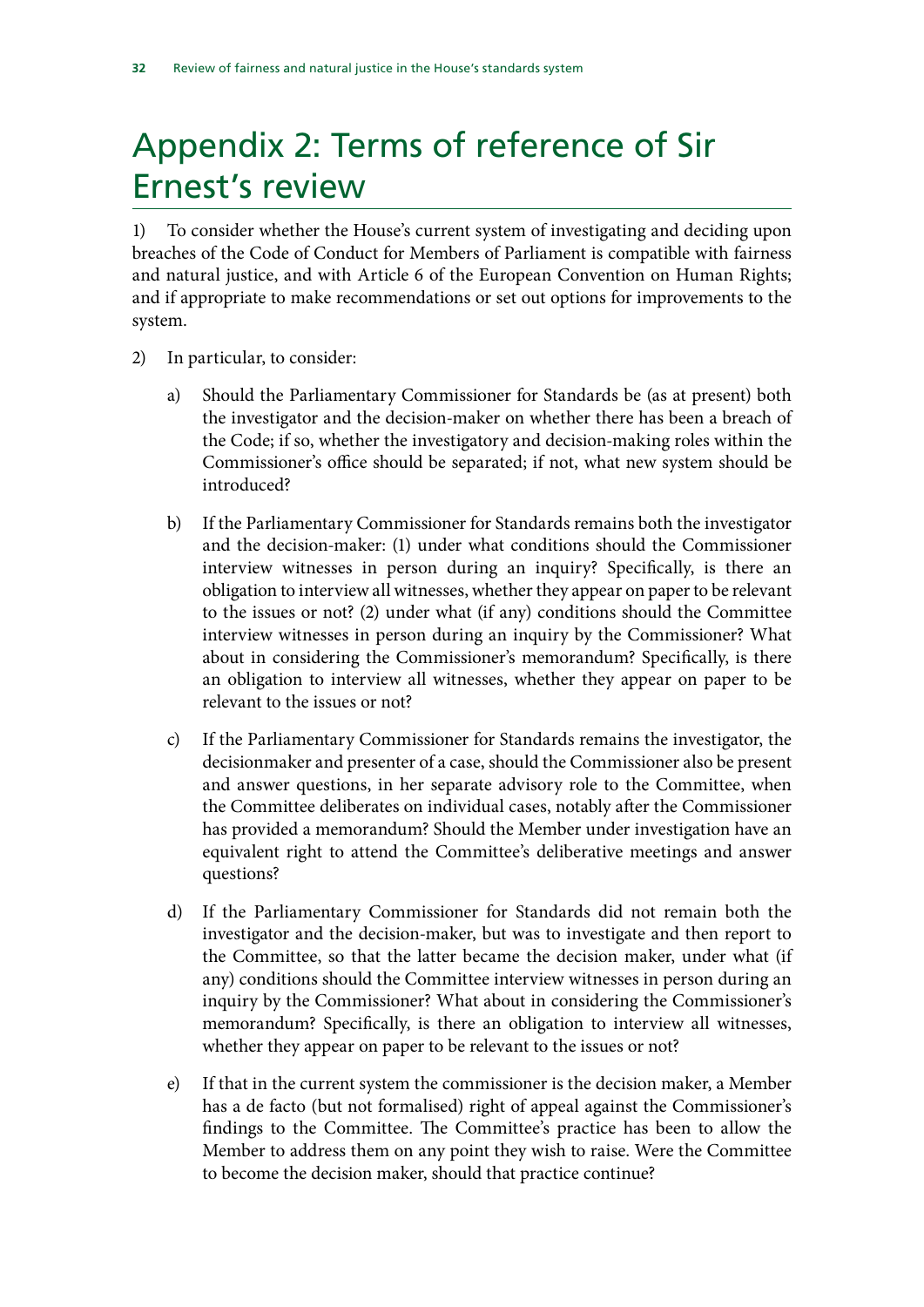# Appendix 2: Terms of reference of Sir Ernest's review

1) To consider whether the House's current system of investigating and deciding upon breaches of the Code of Conduct for Members of Parliament is compatible with fairness and natural justice, and with Article 6 of the European Convention on Human Rights; and if appropriate to make recommendations or set out options for improvements to the system.

2) In particular, to consider:

a) Should the Parliamentary Commissioner for Standards be (as at present) both the investigator and the decision-maker on whether there has been a breach of the Code; if so, whether the investigatory and decision-making roles within the Commissioner's office should be separated; if not, what new system should be introduced?

b) If the Parliamentary Commissioner for Standards remains both the investigator and the decision-maker: (1) under what conditions should the Commissioner interview witnesses in person during an inquiry? Specifically, is there an obligation to interview all witnesses, whether they appear on paper to be relevant to the issues or not? (2) under what (if any) conditions should the Committee interview witnesses in person during an inquiry by the Commissioner? What about in considering the Commissioner's memorandum? Specifically, is there an obligation to interview all witnesses, whether they appear on paper to be relevant to the issues or not?

c) If the Parliamentary Commissioner for Standards remains the investigator, the decisionmaker and presenter of a case, should the Commissioner also be present and answer questions, in her separate advisory role to the Committee, when the Committee deliberates on individual cases, notably after the Commissioner has provided a memorandum? Should the Member under investigation have an equivalent right to attend the Committee's deliberative meetings and answer questions?

d) If the Parliamentary Commissioner for Standards did not remain both the investigator and the decision-maker, but was to investigate and then report to the Committee, so that the latter became the decision maker, under what (if any) conditions should the Committee interview witnesses in person during an inquiry by the Commissioner? What about in considering the Commissioner's memorandum? Specifically, is there an obligation to interview all witnesses, whether they appear on paper to be relevant to the issues or not?

e) If that in the current system the commissioner is the decision maker, a Member has a de facto (but not formalised) right of appeal against the Commissioner's findings to the Committee. The Committee's practice has been to allow the Member to address them on any point they wish to raise. Were the Committee to become the decision maker, should that practice continue?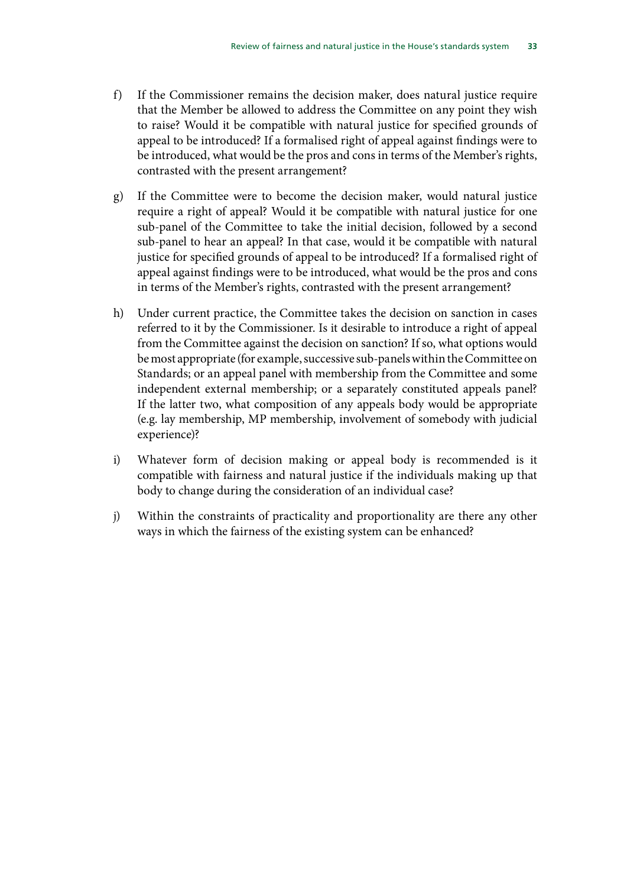f) If the Commissioner remains the decision maker, does natural justice require that the Member be allowed to address the Committee on any point they wish to raise? Would it be compatible with natural justice for specified grounds of appeal to be introduced? If a formalised right of appeal against findings were to be introduced, what would be the pros and cons in terms of the Member's rights, contrasted with the present arrangement?

g) If the Committee were to become the decision maker, would natural justice require a right of appeal? Would it be compatible with natural justice for one sub-panel of the Committee to take the initial decision, followed by a second sub-panel to hear an appeal? In that case, would it be compatible with natural justice for specified grounds of appeal to be introduced? If a formalised right of appeal against findings were to be introduced, what would be the pros and cons in terms of the Member's rights, contrasted with the present arrangement?

h) Under current practice, the Committee takes the decision on sanction in cases referred to it by the Commissioner. Is it desirable to introduce a right of appeal from the Committee against the decision on sanction? If so, what options would be most appropriate (for example, successive sub-panels within the Committee on Standards; or an appeal panel with membership from the Committee and some independent external membership; or a separately constituted appeals panel? If the latter two, what composition of any appeals body would be appropriate (e.g. lay membership, MP membership, involvement of somebody with judicial experience)?

i) Whatever form of decision making or appeal body is recommended is it compatible with fairness and natural justice if the individuals making up that body to change during the consideration of an individual case?

j) Within the constraints of practicality and proportionality are there any other ways in which the fairness of the existing system can be enhanced?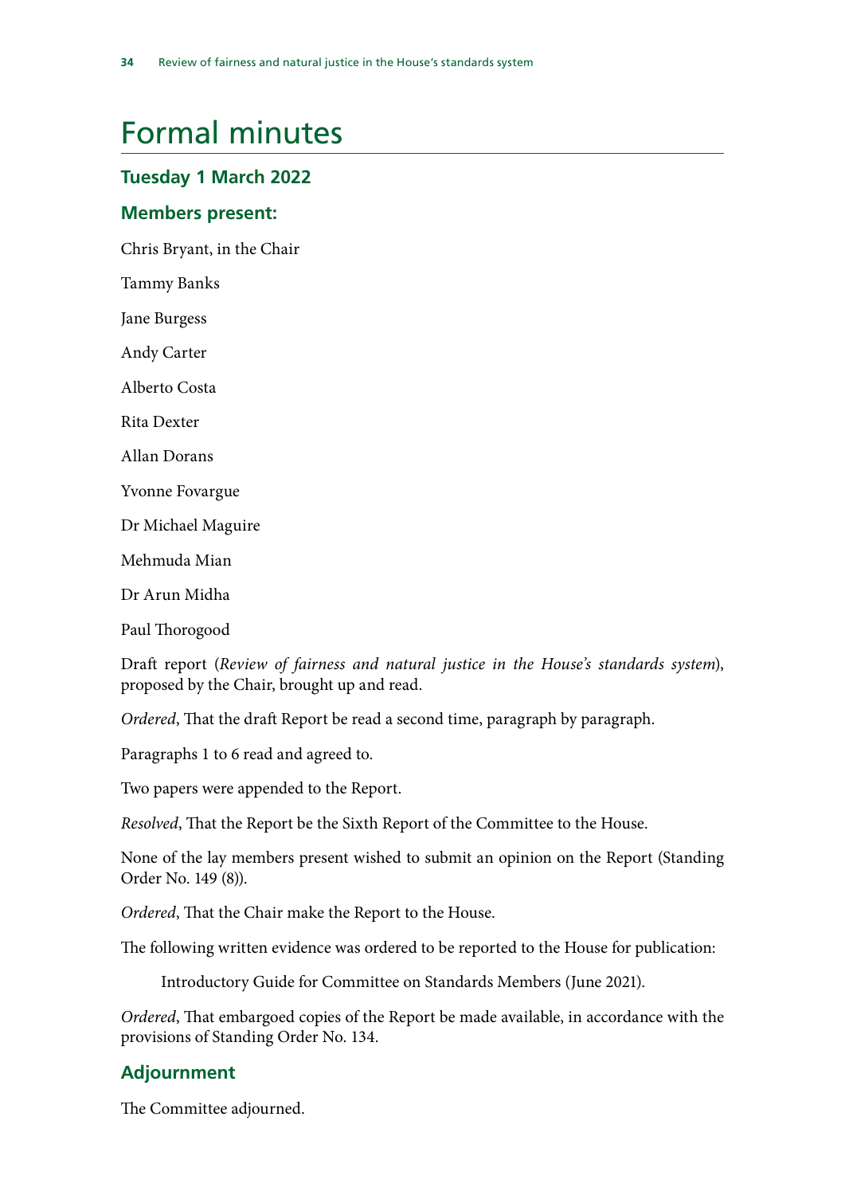# Formal minutes

## Tuesday 1 March 2022

## Members present:

Chris Bryant, in the Chair

Tammy Banks

Jane Burgess

Andy Carter

Alberto Costa

Rita Dexter

Allan Dorans

Yvonne Fovargue

Dr Michael Maguire

Mehmuda Mian

Dr Arun Midha

Paul Thorogood

Draft report (*Review of fairness and natural justice in the House's standards system*), proposed by the Chair, brought up and read.

*Ordered*, That the draft Report be read a second time, paragraph by paragraph.

Paragraphs 1 to 6 read and agreed to.

Two papers were appended to the Report.

*Resolved*, That the Report be the Sixth Report of the Committee to the House.

None of the lay members present wished to submit an opinion on the Report (Standing Order No. 149 (8)).

*Ordered*, That the Chair make the Report to the House.

The following written evidence was ordered to be reported to the House for publication:

> Introductory Guide for Committee on Standards Members (June 2021).

*Ordered*, That embargoed copies of the Report be made available, in accordance with the provisions of Standing Order No. 134.

## Adjournment

The Committee adjourned.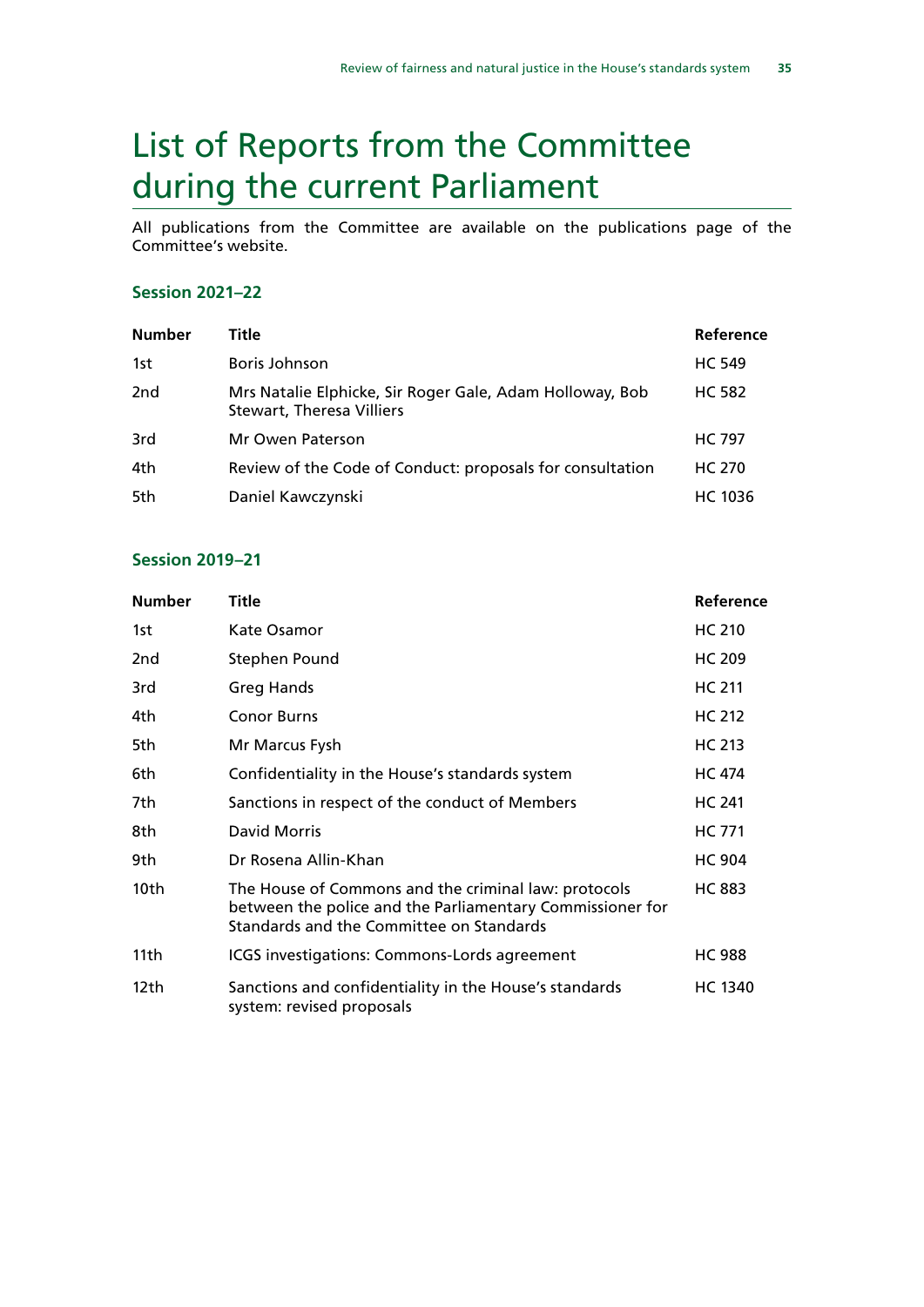# List of Reports from the Committee during the current Parliament

All publications from the Committee are available on the publications page of the Committee's website.

### Session 2021–22

| Number | Title | Reference |
|---|---|---|
| 1st | Boris Johnson | HC 549 |
| 2nd | Mrs Natalie Elphicke, Sir Roger Gale, Adam Holloway, Bob Stewart, Theresa Villiers | HC 582 |
| 3rd | Mr Owen Paterson | HC 797 |
| 4th | Review of the Code of Conduct: proposals for consultation | HC 270 |
| 5th | Daniel Kawczynski | HC 1036 |

### Session 2019–21

| Number | Title | Reference |
|---|---|---|
| 1st | Kate Osamor | HC 210 |
| 2nd | Stephen Pound | HC 209 |
| 3rd | Greg Hands | HC 211 |
| 4th | Conor Burns | HC 212 |
| 5th | Mr Marcus Fysh | HC 213 |
| 6th | Confidentiality in the House's standards system | HC 474 |
| 7th | Sanctions in respect of the conduct of Members | HC 241 |
| 8th | David Morris | HC 771 |
| 9th | Dr Rosena Allin-Khan | HC 904 |
| 10th | The House of Commons and the criminal law: protocols between the police and the Parliamentary Commissioner for Standards and the Committee on Standards | HC 883 |
| 11th | ICGS investigations: Commons-Lords agreement | HC 988 |
| 12th | Sanctions and confidentiality in the House's standards system: revised proposals | HC 1340 |